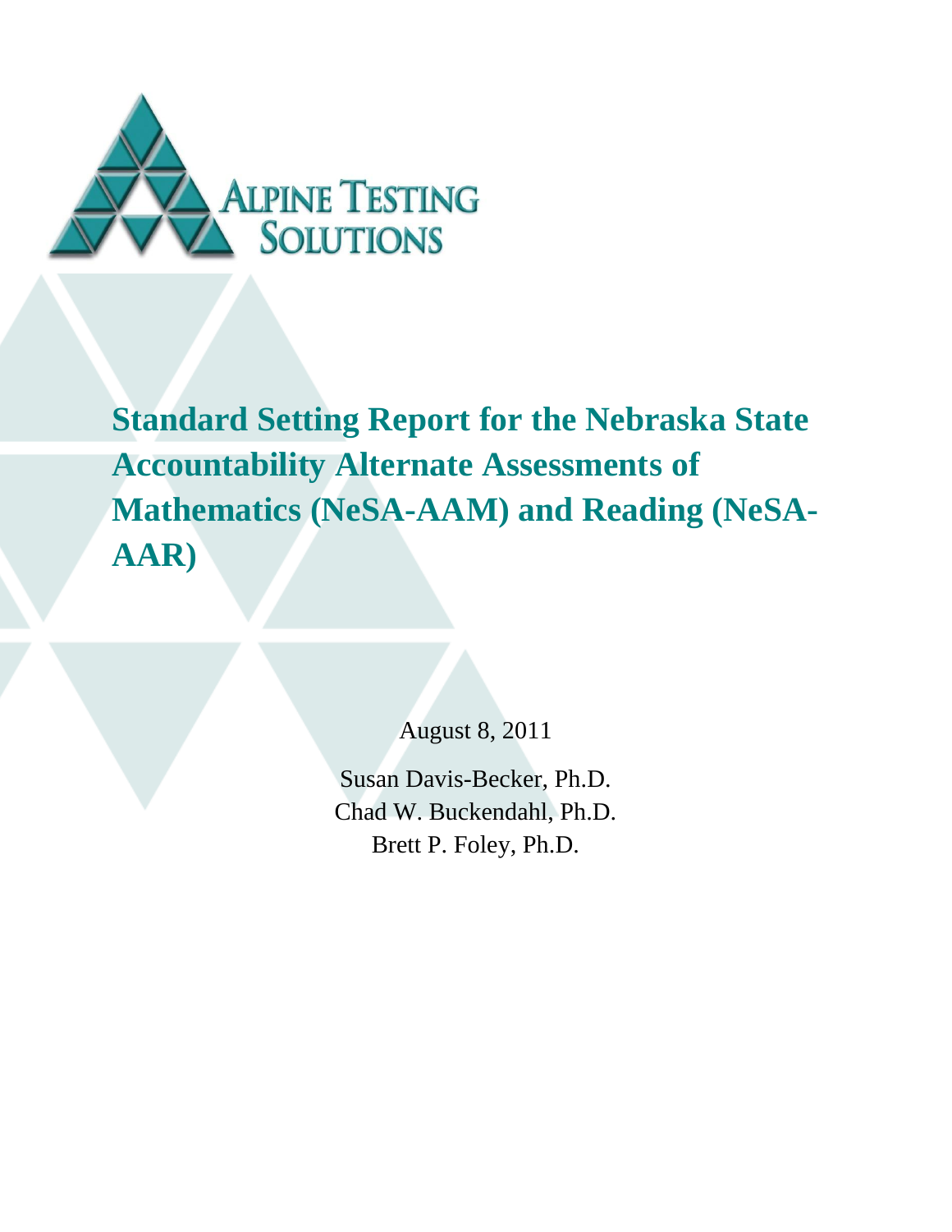ALPINE TESTING SOLUTIONS

# Standard Setting Report for the Nebraska State Accountability Alternate Assessments of Mathematics (NeSA-AAM) and Reading (NeSA-AAR)

August 8, 2011

Susan Davis-Becker, Ph.D.
Chad W. Buckendahl, Ph.D.
Brett P. Foley, Ph.D.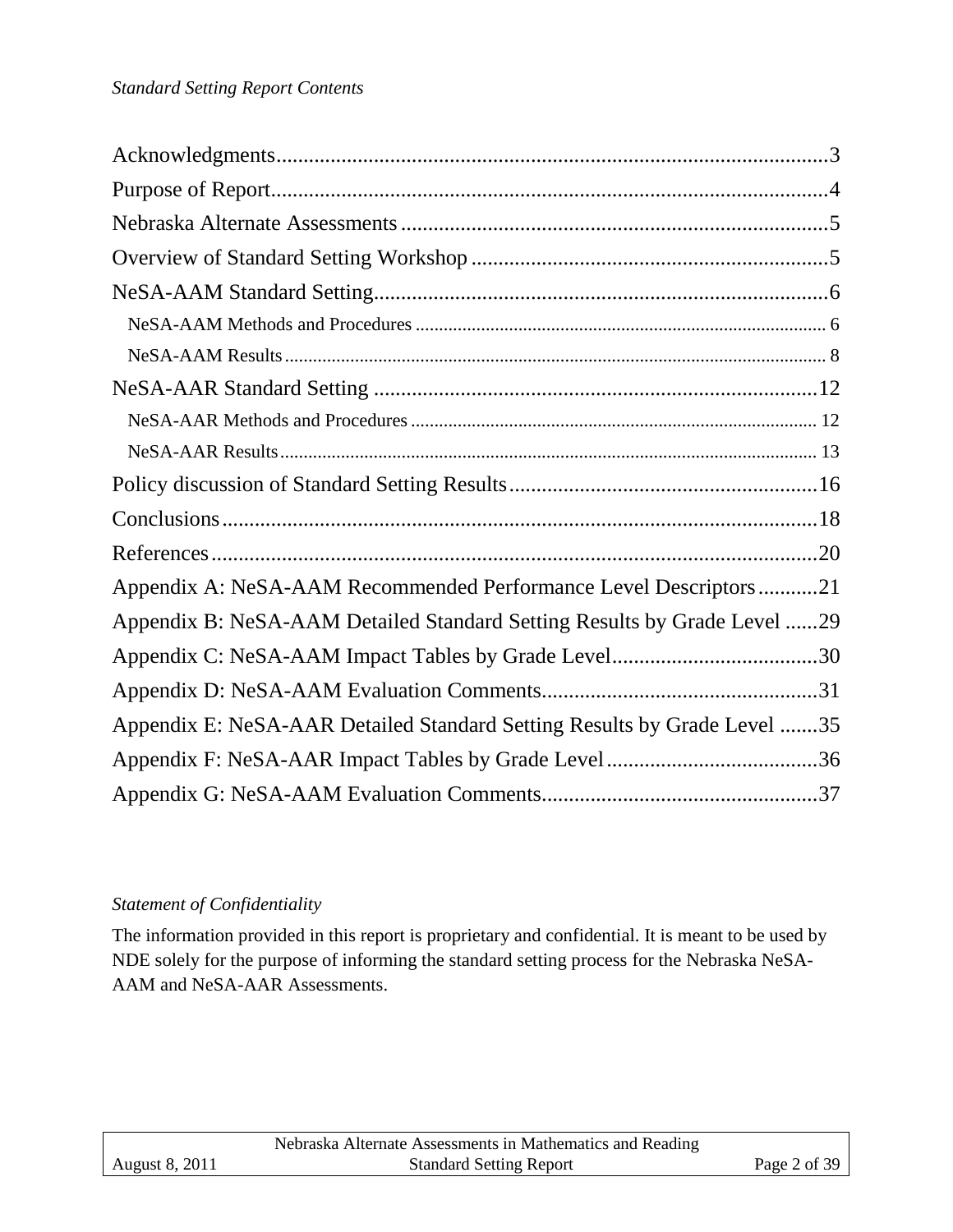*Standard Setting Report Contents*

Acknowledgments....................................................................................................3
Purpose of Report....................................................................................................4
Nebraska Alternate Assessments ..............................................................................5
Overview of Standard Setting Workshop ..................................................................5
NeSA-AAM Standard Setting....................................................................................6
- NeSA-AAM Methods and Procedures ........................................................................ 6
- NeSA-AAM Results .................................................................................................... 8

NeSA-AAR Standard Setting ..................................................................................12
- NeSA-AAR Methods and Procedures ........................................................................ 12
- NeSA-AAR Results .................................................................................................... 13

Policy discussion of Standard Setting Results.........................................................16
Conclusions.............................................................................................................18
References...............................................................................................................20
Appendix A: NeSA-AAM Recommended Performance Level Descriptors...........21
Appendix B: NeSA-AAM Detailed Standard Setting Results by Grade Level ......29
Appendix C: NeSA-AAM Impact Tables by Grade Level......................................30
Appendix D: NeSA-AAM Evaluation Comments..................................................31
Appendix E: NeSA-AAR Detailed Standard Setting Results by Grade Level .......35
Appendix F: NeSA-AAR Impact Tables by Grade Level.......................................36
Appendix G: NeSA-AAM Evaluation Comments..................................................37

*Statement of Confidentiality*

The information provided in this report is proprietary and confidential. It is meant to be used by NDE solely for the purpose of informing the standard setting process for the Nebraska NeSA-AAM and NeSA-AAR Assessments.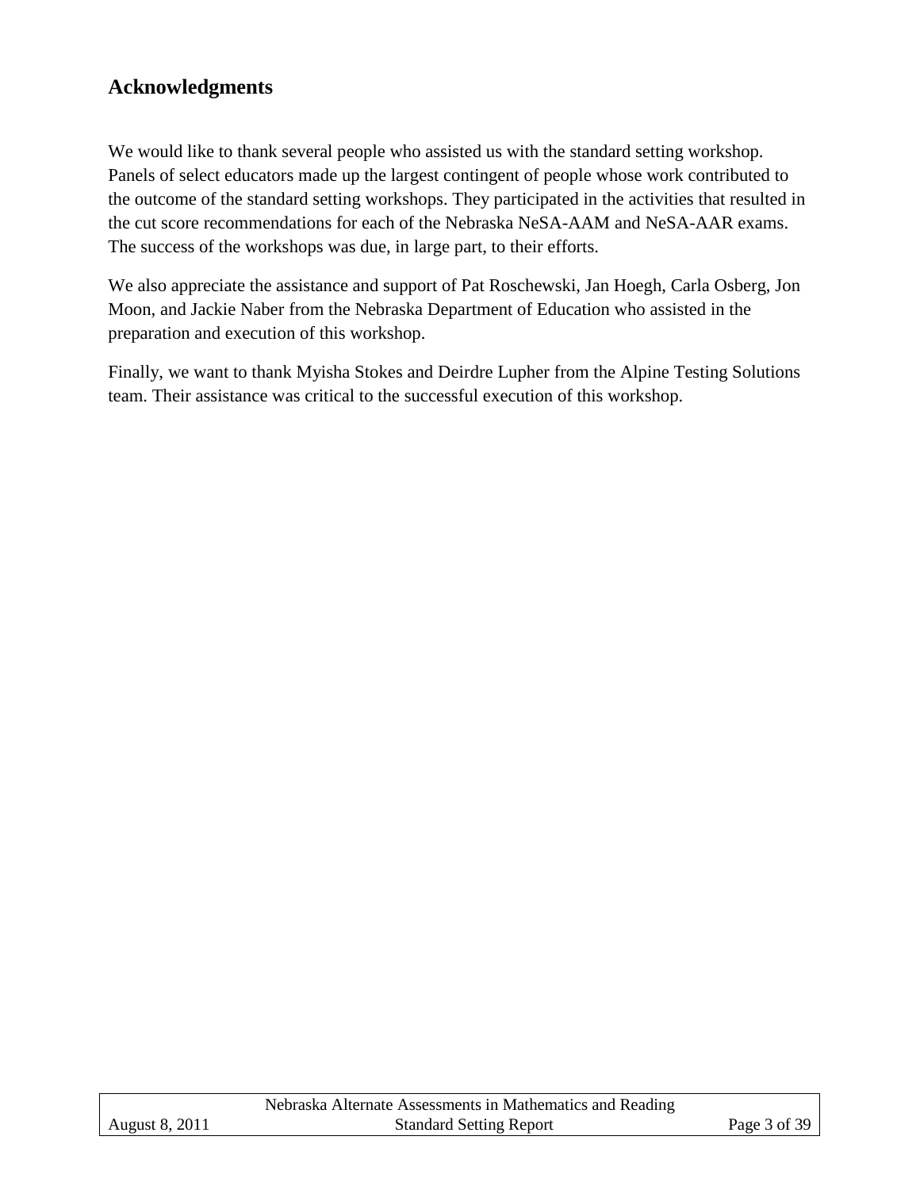## Acknowledgments

We would like to thank several people who assisted us with the standard setting workshop. Panels of select educators made up the largest contingent of people whose work contributed to the outcome of the standard setting workshops. They participated in the activities that resulted in the cut score recommendations for each of the Nebraska NeSA-AAM and NeSA-AAR exams. The success of the workshops was due, in large part, to their efforts.

We also appreciate the assistance and support of Pat Roschewski, Jan Hoegh, Carla Osberg, Jon Moon, and Jackie Naber from the Nebraska Department of Education who assisted in the preparation and execution of this workshop.

Finally, we want to thank Myisha Stokes and Deirdre Lupher from the Alpine Testing Solutions team. Their assistance was critical to the successful execution of this workshop.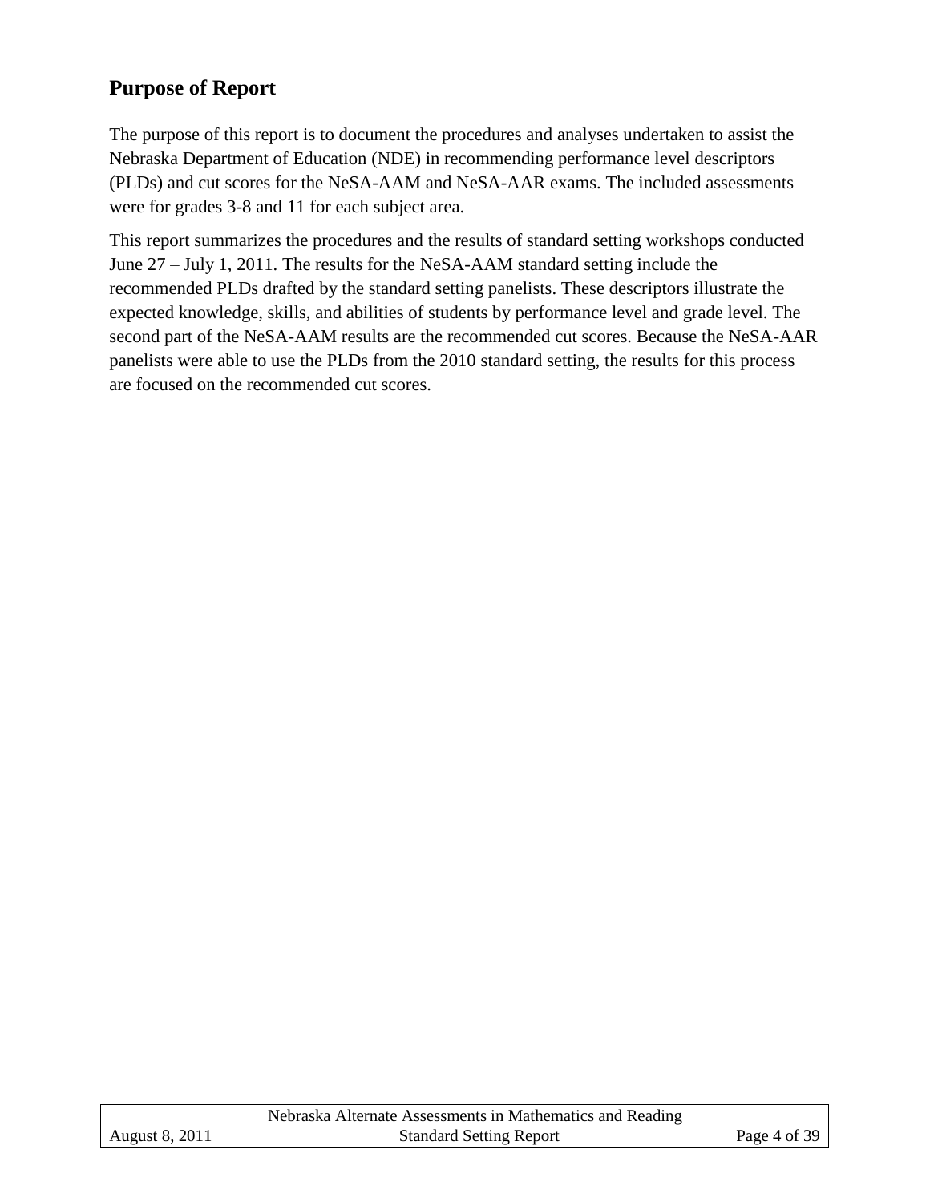## Purpose of Report

The purpose of this report is to document the procedures and analyses undertaken to assist the Nebraska Department of Education (NDE) in recommending performance level descriptors (PLDs) and cut scores for the NeSA-AAM and NeSA-AAR exams. The included assessments were for grades 3-8 and 11 for each subject area.

This report summarizes the procedures and the results of standard setting workshops conducted June 27 – July 1, 2011. The results for the NeSA-AAM standard setting include the recommended PLDs drafted by the standard setting panelists. These descriptors illustrate the expected knowledge, skills, and abilities of students by performance level and grade level. The second part of the NeSA-AAM results are the recommended cut scores. Because the NeSA-AAR panelists were able to use the PLDs from the 2010 standard setting, the results for this process are focused on the recommended cut scores.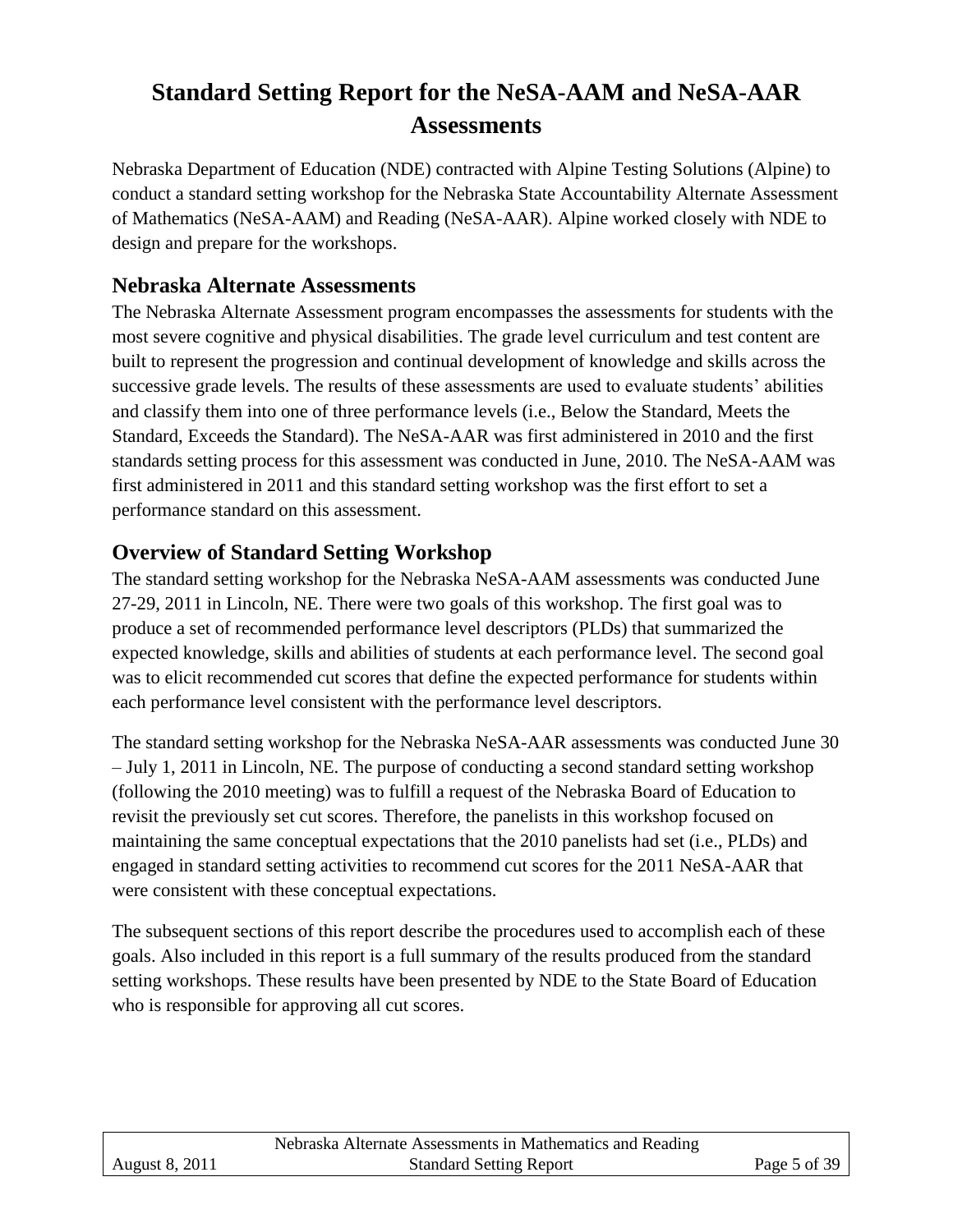# Standard Setting Report for the NeSA-AAM and NeSA-AAR Assessments

Nebraska Department of Education (NDE) contracted with Alpine Testing Solutions (Alpine) to conduct a standard setting workshop for the Nebraska State Accountability Alternate Assessment of Mathematics (NeSA-AAM) and Reading (NeSA-AAR). Alpine worked closely with NDE to design and prepare for the workshops.

## Nebraska Alternate Assessments

The Nebraska Alternate Assessment program encompasses the assessments for students with the most severe cognitive and physical disabilities. The grade level curriculum and test content are built to represent the progression and continual development of knowledge and skills across the successive grade levels. The results of these assessments are used to evaluate students' abilities and classify them into one of three performance levels (i.e., Below the Standard, Meets the Standard, Exceeds the Standard). The NeSA-AAR was first administered in 2010 and the first standards setting process for this assessment was conducted in June, 2010. The NeSA-AAM was first administered in 2011 and this standard setting workshop was the first effort to set a performance standard on this assessment.

## Overview of Standard Setting Workshop

The standard setting workshop for the Nebraska NeSA-AAM assessments was conducted June 27-29, 2011 in Lincoln, NE. There were two goals of this workshop. The first goal was to produce a set of recommended performance level descriptors (PLDs) that summarized the expected knowledge, skills and abilities of students at each performance level. The second goal was to elicit recommended cut scores that define the expected performance for students within each performance level consistent with the performance level descriptors.

The standard setting workshop for the Nebraska NeSA-AAR assessments was conducted June 30 – July 1, 2011 in Lincoln, NE. The purpose of conducting a second standard setting workshop (following the 2010 meeting) was to fulfill a request of the Nebraska Board of Education to revisit the previously set cut scores. Therefore, the panelists in this workshop focused on maintaining the same conceptual expectations that the 2010 panelists had set (i.e., PLDs) and engaged in standard setting activities to recommend cut scores for the 2011 NeSA-AAR that were consistent with these conceptual expectations.

The subsequent sections of this report describe the procedures used to accomplish each of these goals. Also included in this report is a full summary of the results produced from the standard setting workshops. These results have been presented by NDE to the State Board of Education who is responsible for approving all cut scores.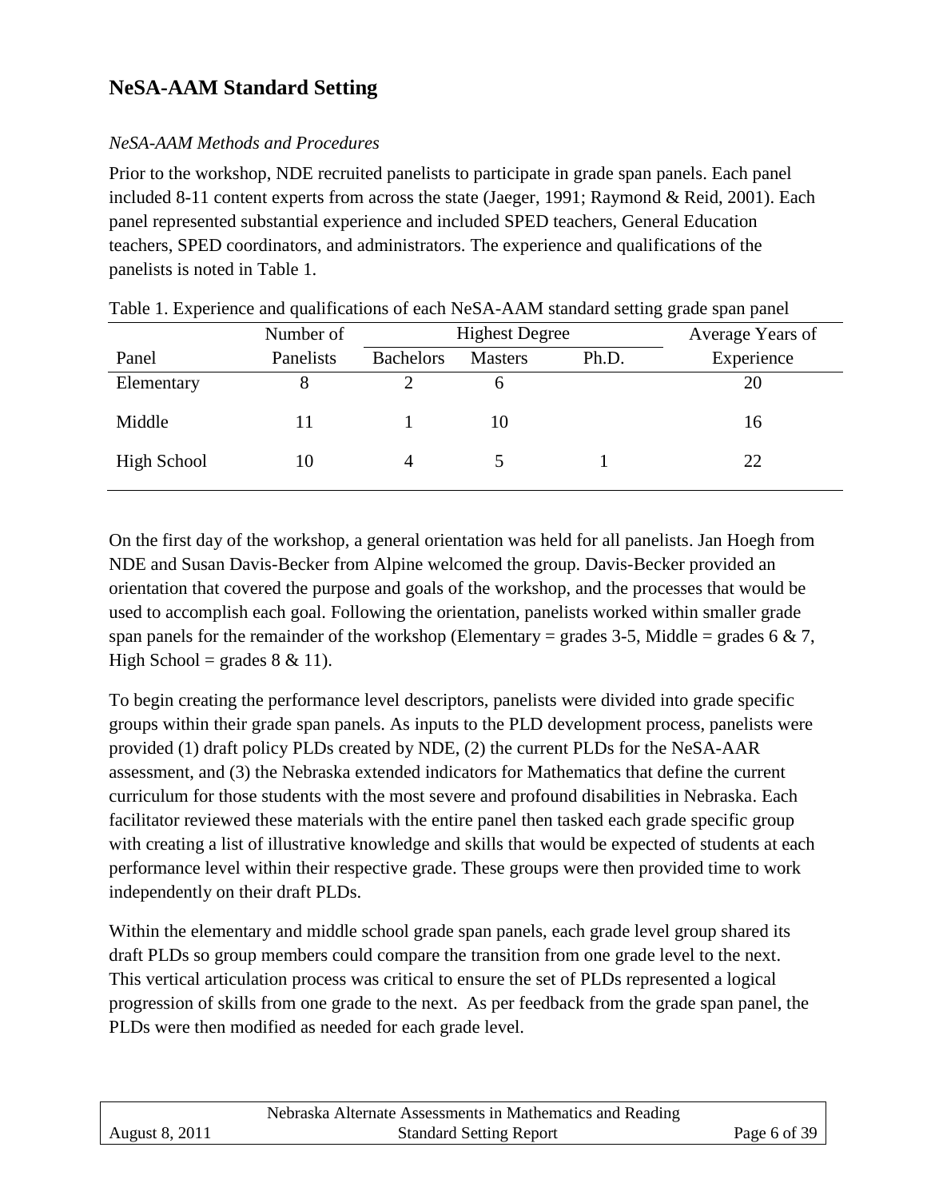## NeSA-AAM Standard Setting

*NeSA-AAM Methods and Procedures*

Prior to the workshop, NDE recruited panelists to participate in grade span panels. Each panel included 8-11 content experts from across the state (Jaeger, 1991; Raymond & Reid, 2001). Each panel represented substantial experience and included SPED teachers, General Education teachers, SPED coordinators, and administrators. The experience and qualifications of the panelists is noted in Table 1.

Table 1. Experience and qualifications of each NeSA-AAM standard setting grade span panel

| Panel | Number of Panelists | Highest Degree | | | Average Years of Experience |
|---|---|---|---|---|---|
| | | Bachelors | Masters | Ph.D. | |
| Elementary | 8 | 2 | 6 | | 20 |
| Middle | 11 | 1 | 10 | | 16 |
| High School | 10 | 4 | 5 | 1 | 22 |

On the first day of the workshop, a general orientation was held for all panelists. Jan Hoegh from NDE and Susan Davis-Becker from Alpine welcomed the group. Davis-Becker provided an orientation that covered the purpose and goals of the workshop, and the processes that would be used to accomplish each goal. Following the orientation, panelists worked within smaller grade span panels for the remainder of the workshop (Elementary = grades 3-5, Middle = grades 6 & 7, High School = grades 8 & 11).

To begin creating the performance level descriptors, panelists were divided into grade specific groups within their grade span panels. As inputs to the PLD development process, panelists were provided (1) draft policy PLDs created by NDE, (2) the current PLDs for the NeSA-AAR assessment, and (3) the Nebraska extended indicators for Mathematics that define the current curriculum for those students with the most severe and profound disabilities in Nebraska. Each facilitator reviewed these materials with the entire panel then tasked each grade specific group with creating a list of illustrative knowledge and skills that would be expected of students at each performance level within their respective grade. These groups were then provided time to work independently on their draft PLDs.

Within the elementary and middle school grade span panels, each grade level group shared its draft PLDs so group members could compare the transition from one grade level to the next. This vertical articulation process was critical to ensure the set of PLDs represented a logical progression of skills from one grade to the next. As per feedback from the grade span panel, the PLDs were then modified as needed for each grade level.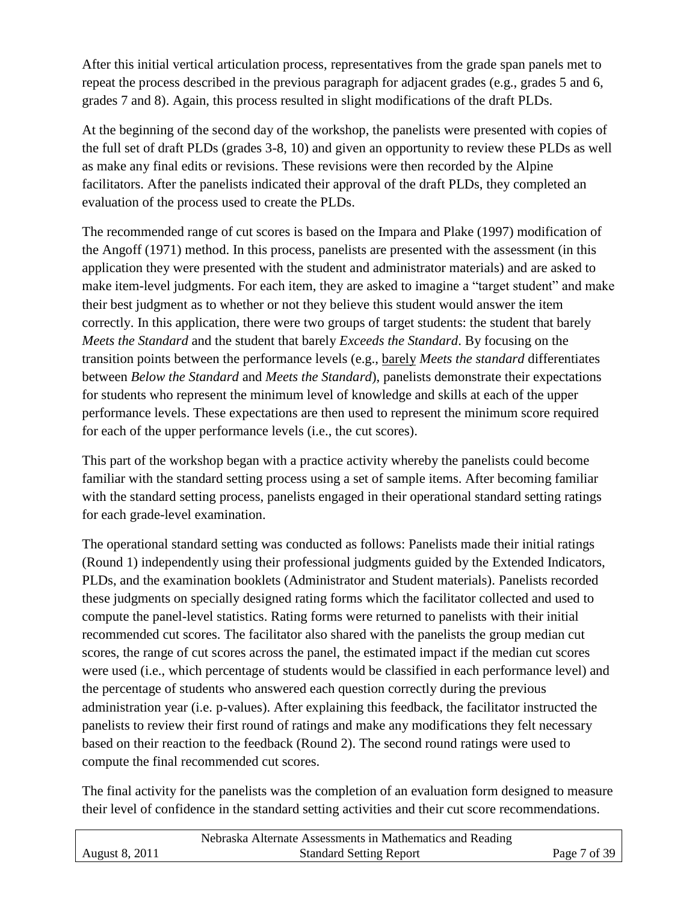After this initial vertical articulation process, representatives from the grade span panels met to repeat the process described in the previous paragraph for adjacent grades (e.g., grades 5 and 6, grades 7 and 8). Again, this process resulted in slight modifications of the draft PLDs.

At the beginning of the second day of the workshop, the panelists were presented with copies of the full set of draft PLDs (grades 3-8, 10) and given an opportunity to review these PLDs as well as make any final edits or revisions. These revisions were then recorded by the Alpine facilitators. After the panelists indicated their approval of the draft PLDs, they completed an evaluation of the process used to create the PLDs.

The recommended range of cut scores is based on the Impara and Plake (1997) modification of the Angoff (1971) method. In this process, panelists are presented with the assessment (in this application they were presented with the student and administrator materials) and are asked to make item-level judgments. For each item, they are asked to imagine a "target student" and make their best judgment as to whether or not they believe this student would answer the item correctly. In this application, there were two groups of target students: the student that barely *Meets the Standard* and the student that barely *Exceeds the Standard*. By focusing on the transition points between the performance levels (e.g., <u>barely</u> *Meets the standard* differentiates between *Below the Standard* and *Meets the Standard*), panelists demonstrate their expectations for students who represent the minimum level of knowledge and skills at each of the upper performance levels. These expectations are then used to represent the minimum score required for each of the upper performance levels (i.e., the cut scores).

This part of the workshop began with a practice activity whereby the panelists could become familiar with the standard setting process using a set of sample items. After becoming familiar with the standard setting process, panelists engaged in their operational standard setting ratings for each grade-level examination.

The operational standard setting was conducted as follows: Panelists made their initial ratings (Round 1) independently using their professional judgments guided by the Extended Indicators, PLDs, and the examination booklets (Administrator and Student materials). Panelists recorded these judgments on specially designed rating forms which the facilitator collected and used to compute the panel-level statistics. Rating forms were returned to panelists with their initial recommended cut scores. The facilitator also shared with the panelists the group median cut scores, the range of cut scores across the panel, the estimated impact if the median cut scores were used (i.e., which percentage of students would be classified in each performance level) and the percentage of students who answered each question correctly during the previous administration year (i.e. p-values). After explaining this feedback, the facilitator instructed the panelists to review their first round of ratings and make any modifications they felt necessary based on their reaction to the feedback (Round 2). The second round ratings were used to compute the final recommended cut scores.

The final activity for the panelists was the completion of an evaluation form designed to measure their level of confidence in the standard setting activities and their cut score recommendations.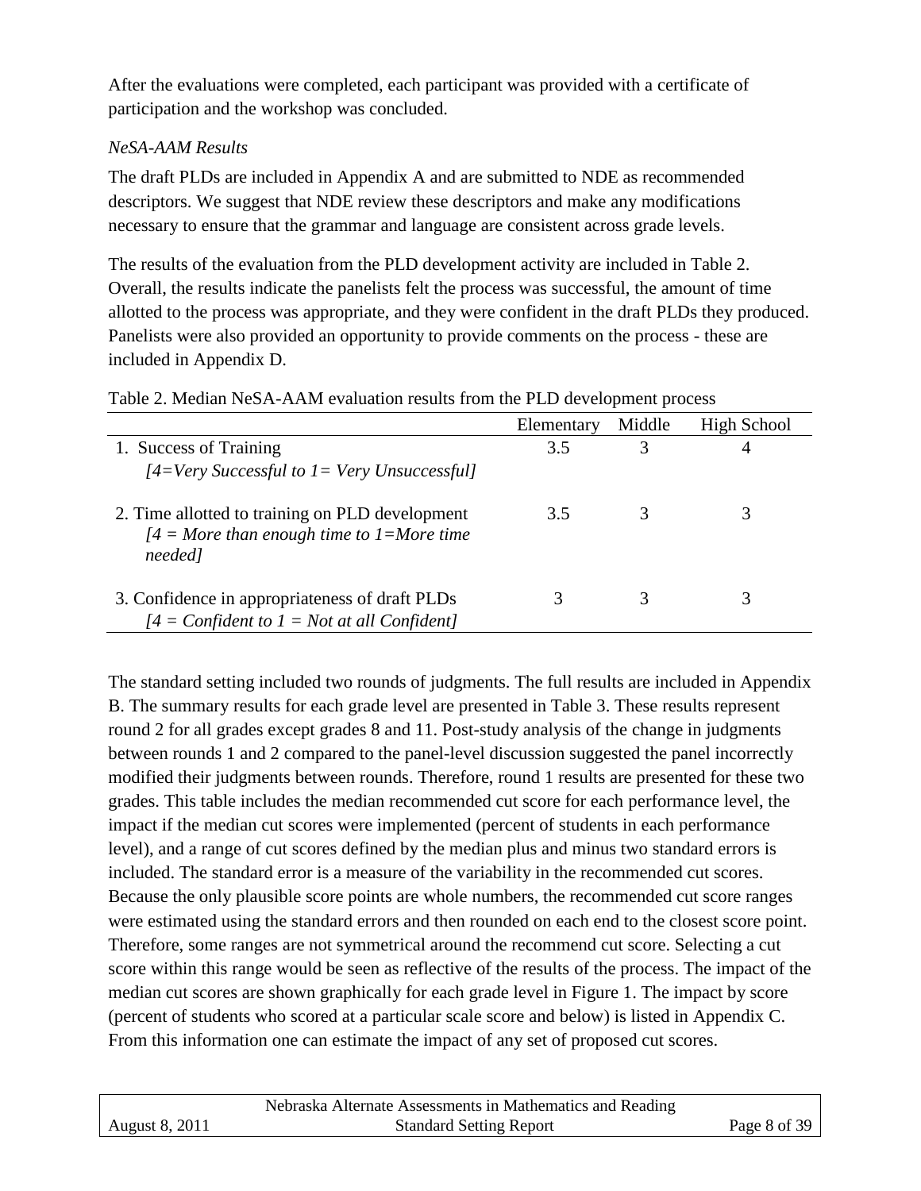After the evaluations were completed, each participant was provided with a certificate of participation and the workshop was concluded.

### *NeSA-AAM Results*

The draft PLDs are included in Appendix A and are submitted to NDE as recommended descriptors. We suggest that NDE review these descriptors and make any modifications necessary to ensure that the grammar and language are consistent across grade levels.

The results of the evaluation from the PLD development activity are included in Table 2. Overall, the results indicate the panelists felt the process was successful, the amount of time allotted to the process was appropriate, and they were confident in the draft PLDs they produced. Panelists were also provided an opportunity to provide comments on the process - these are included in Appendix D.

Table 2. Median NeSA-AAM evaluation results from the PLD development process

| | Elementary | Middle | High School |
|---|---|---|---|
| 1. Success of Training *[4=Very Successful to 1= Very Unsuccessful]* | 3.5 | 3 | 4 |
| 2. Time allotted to training on PLD development *[4 = More than enough time to 1=More time needed]* | 3.5 | 3 | 3 |
| 3. Confidence in appropriateness of draft PLDs *[4 = Confident to 1 = Not at all Confident]* | 3 | 3 | 3 |

The standard setting included two rounds of judgments. The full results are included in Appendix B. The summary results for each grade level are presented in Table 3. These results represent round 2 for all grades except grades 8 and 11. Post-study analysis of the change in judgments between rounds 1 and 2 compared to the panel-level discussion suggested the panel incorrectly modified their judgments between rounds. Therefore, round 1 results are presented for these two grades. This table includes the median recommended cut score for each performance level, the impact if the median cut scores were implemented (percent of students in each performance level), and a range of cut scores defined by the median plus and minus two standard errors is included. The standard error is a measure of the variability in the recommended cut scores. Because the only plausible score points are whole numbers, the recommended cut score ranges were estimated using the standard errors and then rounded on each end to the closest score point. Therefore, some ranges are not symmetrical around the recommend cut score. Selecting a cut score within this range would be seen as reflective of the results of the process. The impact of the median cut scores are shown graphically for each grade level in Figure 1. The impact by score (percent of students who scored at a particular scale score and below) is listed in Appendix C. From this information one can estimate the impact of any set of proposed cut scores.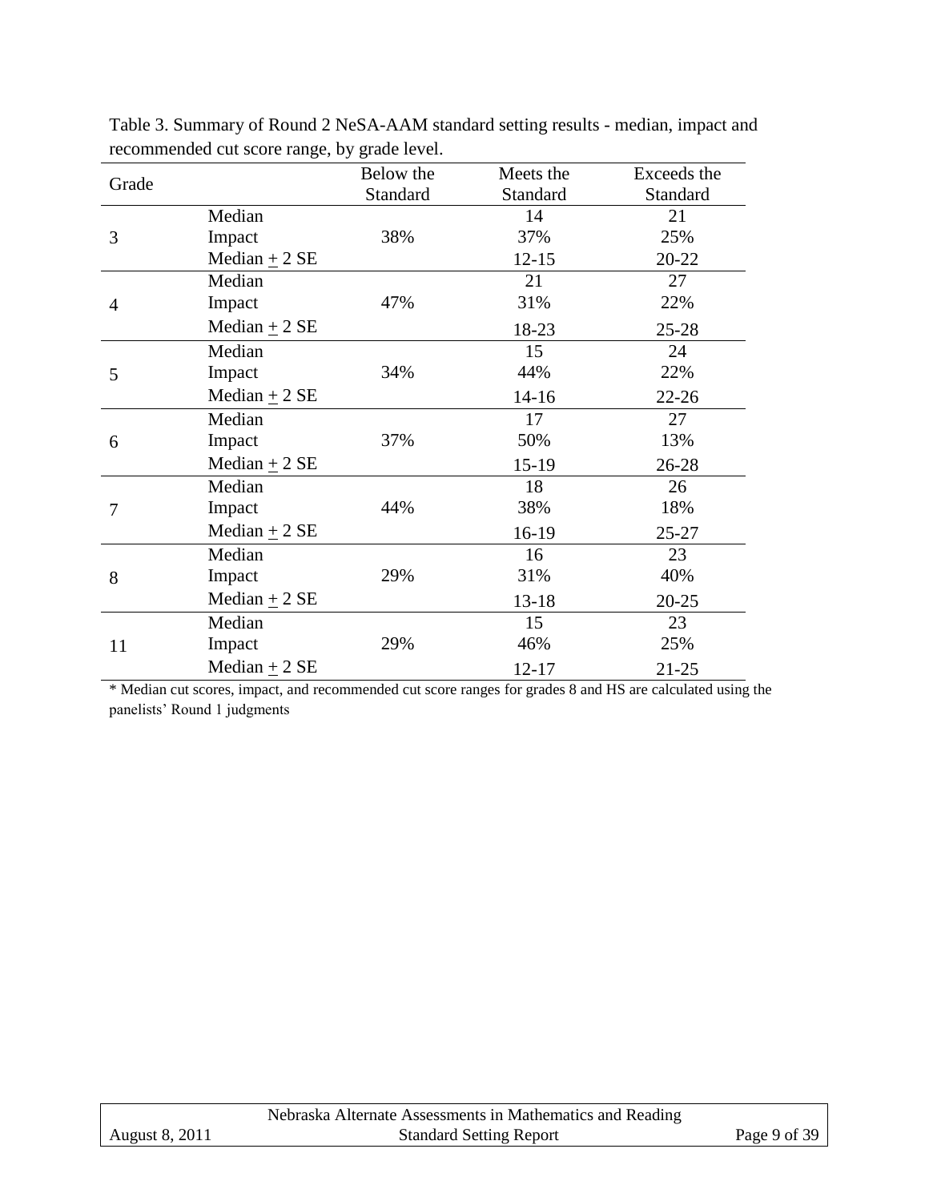Table 3. Summary of Round 2 NeSA-AAM standard setting results - median, impact and recommended cut score range, by grade level.

| Grade | | Below the Standard | Meets the Standard | Exceeds the Standard |
|---|---|---|---|---|
| 3 | Median | | 14 | 21 |
| | Impact | 38% | 37% | 25% |
| | Median ± 2 SE | | 12-15 | 20-22 |
| 4 | Median | | 21 | 27 |
| | Impact | 47% | 31% | 22% |
| | Median ± 2 SE | | 18-23 | 25-28 |
| 5 | Median | | 15 | 24 |
| | Impact | 34% | 44% | 22% |
| | Median ± 2 SE | | 14-16 | 22-26 |
| 6 | Median | | 17 | 27 |
| | Impact | 37% | 50% | 13% |
| | Median ± 2 SE | | 15-19 | 26-28 |
| 7 | Median | | 18 | 26 |
| | Impact | 44% | 38% | 18% |
| | Median ± 2 SE | | 16-19 | 25-27 |
| 8 | Median | | 16 | 23 |
| | Impact | 29% | 31% | 40% |
| | Median ± 2 SE | | 13-18 | 20-25 |
| 11 | Median | | 15 | 23 |
| | Impact | 29% | 46% | 25% |
| | Median ± 2 SE | | 12-17 | 21-25 |

* Median cut scores, impact, and recommended cut score ranges for grades 8 and HS are calculated using the panelists' Round 1 judgments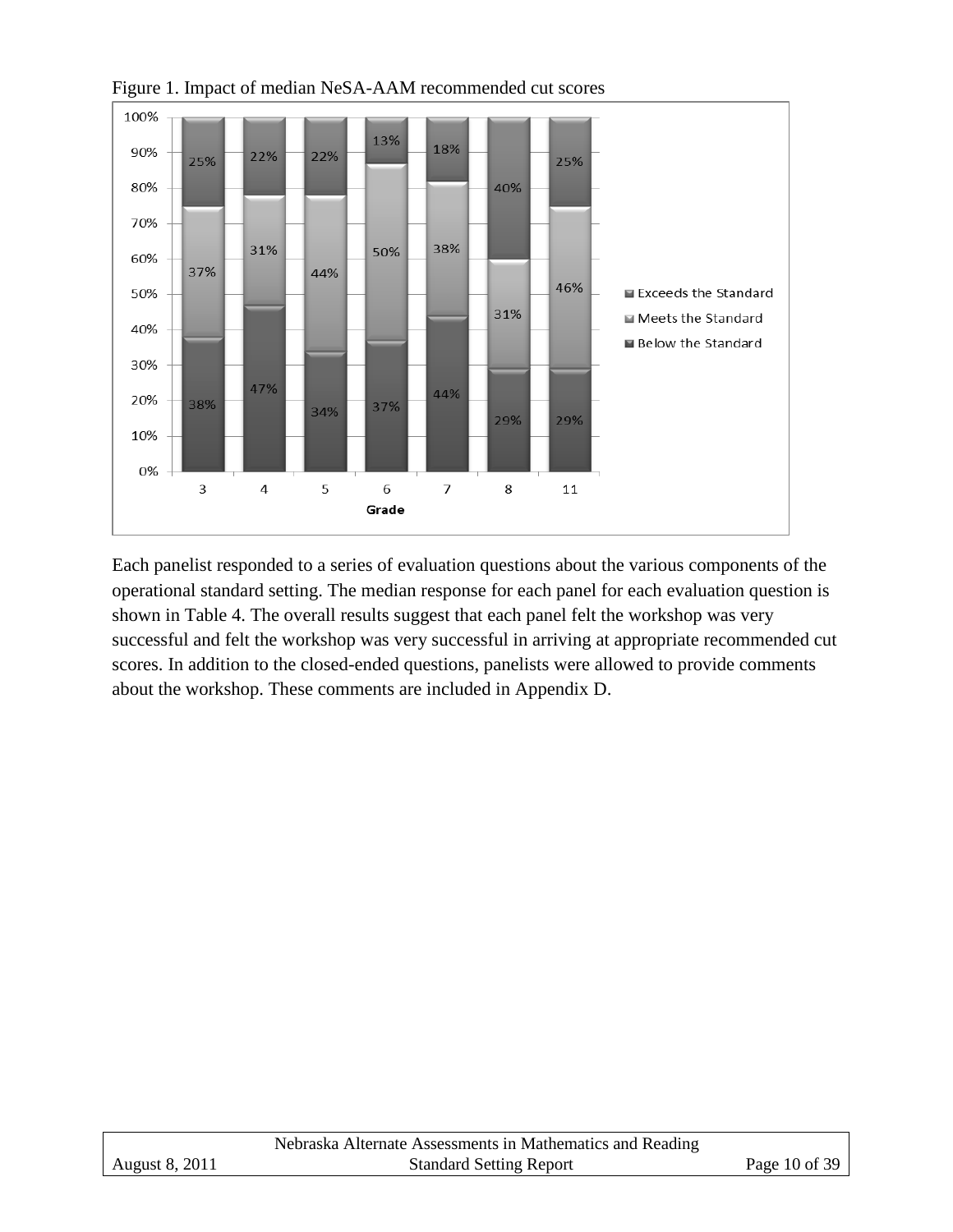Figure 1. Impact of median NeSA-AAM recommended cut scores

| Grade | Below the Standard | Meets the Standard | Exceeds the Standard |
| --- | --- | --- | --- |
| 3 | 38% | 37% | 25% |
| 4 | 47% | 31% | 22% |
| 5 | 34% | 44% | 22% |
| 6 | 37% | 50% | 13% |
| 7 | 44% | 38% | 18% |
| 8 | 29% | 31% | 40% |
| 11 | 29% | 46% | 25% |

Each panelist responded to a series of evaluation questions about the various components of the operational standard setting. The median response for each panel for each evaluation question is shown in Table 4. The overall results suggest that each panel felt the workshop was very successful and felt the workshop was very successful in arriving at appropriate recommended cut scores. In addition to the closed-ended questions, panelists were allowed to provide comments about the workshop. These comments are included in Appendix D.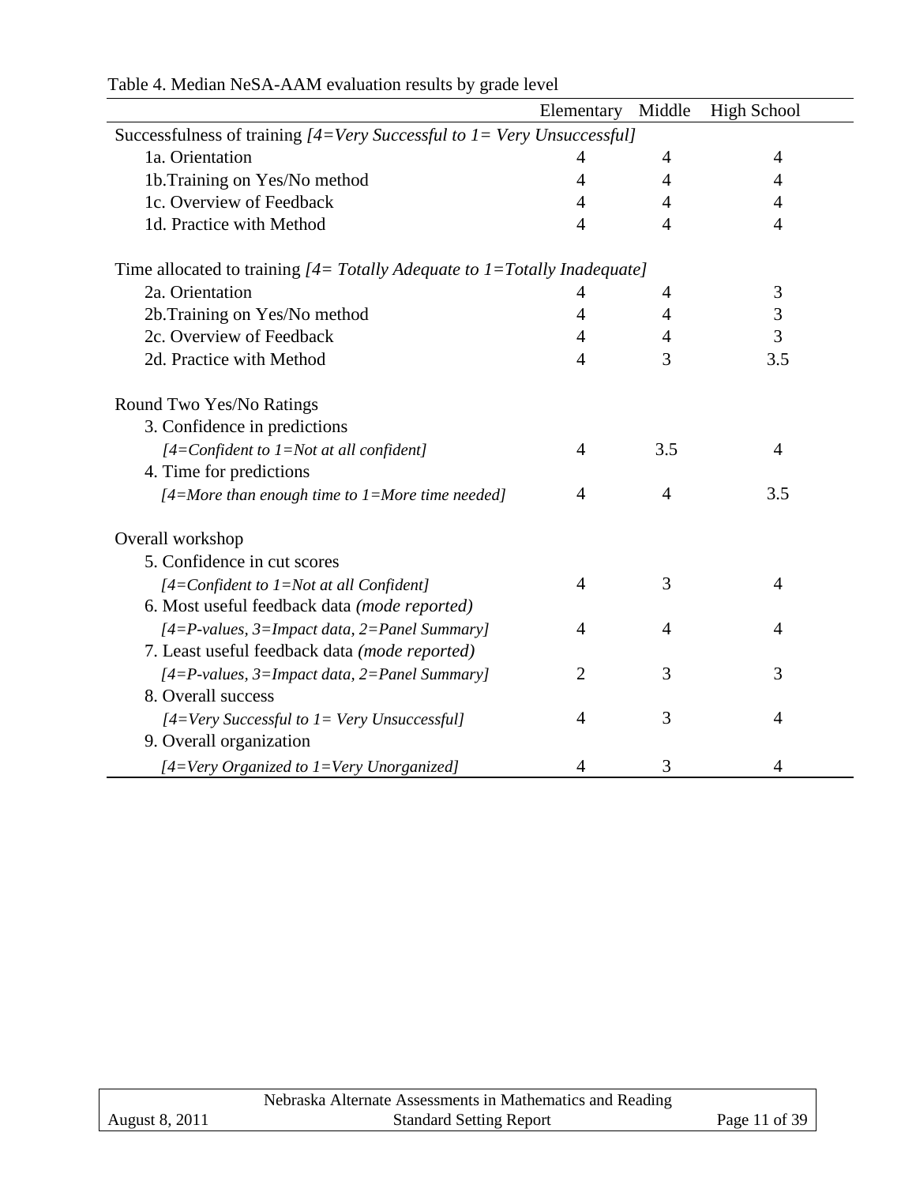Table 4. Median NeSA-AAM evaluation results by grade level

| | Elementary | Middle | High School |
|---|---|---|---|
| Successfulness of training *[4=Very Successful to 1= Very Unsuccessful]* | | | |
| 1a. Orientation | 4 | 4 | 4 |
| 1b.Training on Yes/No method | 4 | 4 | 4 |
| 1c. Overview of Feedback | 4 | 4 | 4 |
| 1d. Practice with Method | 4 | 4 | 4 |
| Time allocated to training *[4= Totally Adequate to 1=Totally Inadequate]* | | | |
| 2a. Orientation | 4 | 4 | 3 |
| 2b.Training on Yes/No method | 4 | 4 | 3 |
| 2c. Overview of Feedback | 4 | 4 | 3 |
| 2d. Practice with Method | 4 | 3 | 3.5 |
| Round Two Yes/No Ratings | | | |
| 3. Confidence in predictions *[4=Confident to 1=Not at all confident]* | 4 | 3.5 | 4 |
| 4. Time for predictions *[4=More than enough time to 1=More time needed]* | 4 | 4 | 3.5 |
| Overall workshop | | | |
| 5. Confidence in cut scores *[4=Confident to 1=Not at all Confident]* | 4 | 3 | 4 |
| 6. Most useful feedback data *(mode reported)* *[4=P-values, 3=Impact data, 2=Panel Summary]* | 4 | 4 | 4 |
| 7. Least useful feedback data *(mode reported)* *[4=P-values, 3=Impact data, 2=Panel Summary]* | 2 | 3 | 3 |
| 8. Overall success *[4=Very Successful to 1= Very Unsuccessful]* | 4 | 3 | 4 |
| 9. Overall organization *[4=Very Organized to 1=Very Unorganized]* | 4 | 3 | 4 |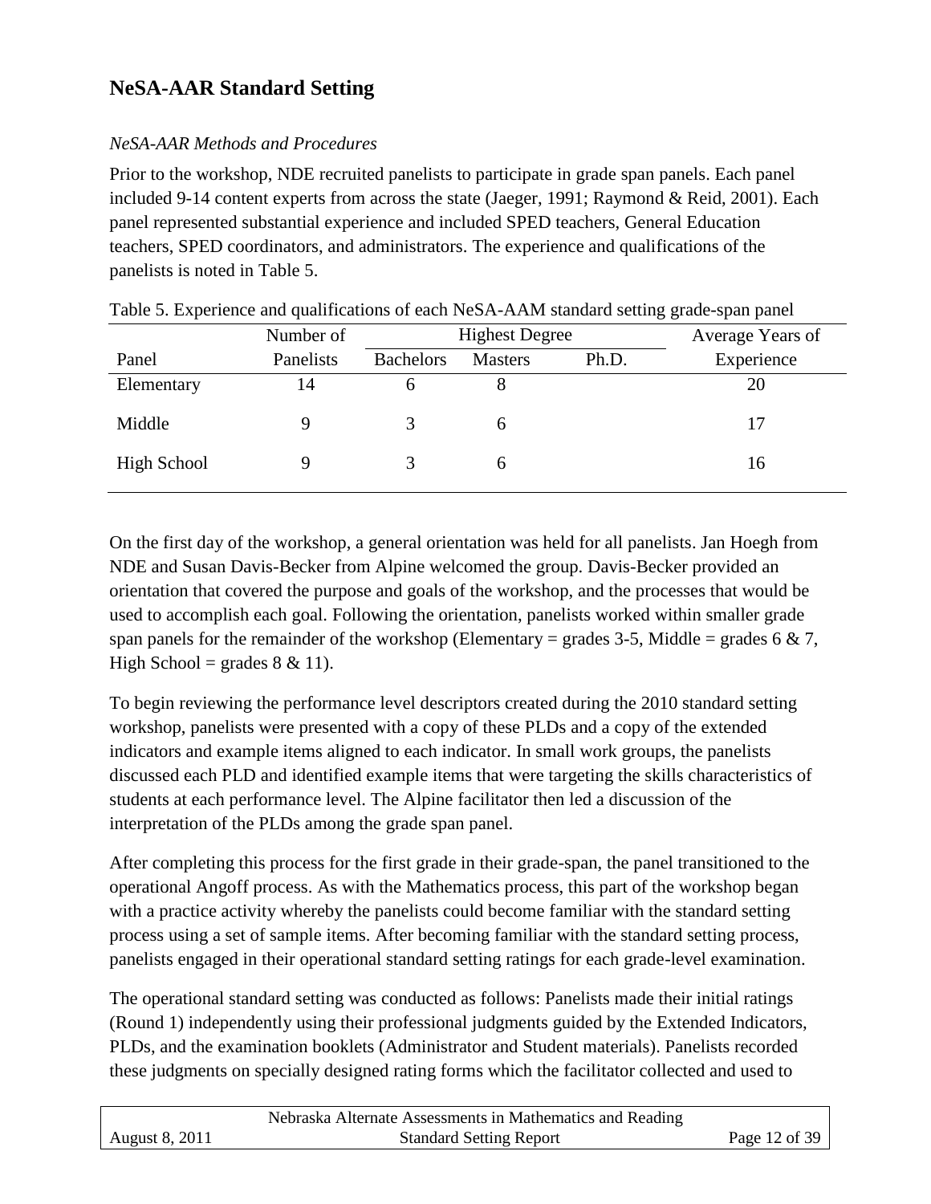## NeSA-AAR Standard Setting

*NeSA-AAR Methods and Procedures*

Prior to the workshop, NDE recruited panelists to participate in grade span panels. Each panel included 9-14 content experts from across the state (Jaeger, 1991; Raymond & Reid, 2001). Each panel represented substantial experience and included SPED teachers, General Education teachers, SPED coordinators, and administrators. The experience and qualifications of the panelists is noted in Table 5.

Table 5. Experience and qualifications of each NeSA-AAM standard setting grade-span panel

| | Number of | Highest Degree | | | Average Years of |
|---|---|---|---|---|---|
| Panel | Panelists | Bachelors | Masters | Ph.D. | Experience |
| Elementary | 14 | 6 | 8 | | 20 |
| Middle | 9 | 3 | 6 | | 17 |
| High School | 9 | 3 | 6 | | 16 |

On the first day of the workshop, a general orientation was held for all panelists. Jan Hoegh from NDE and Susan Davis-Becker from Alpine welcomed the group. Davis-Becker provided an orientation that covered the purpose and goals of the workshop, and the processes that would be used to accomplish each goal. Following the orientation, panelists worked within smaller grade span panels for the remainder of the workshop (Elementary = grades 3-5, Middle = grades 6 & 7, High School = grades 8 & 11).

To begin reviewing the performance level descriptors created during the 2010 standard setting workshop, panelists were presented with a copy of these PLDs and a copy of the extended indicators and example items aligned to each indicator. In small work groups, the panelists discussed each PLD and identified example items that were targeting the skills characteristics of students at each performance level. The Alpine facilitator then led a discussion of the interpretation of the PLDs among the grade span panel.

After completing this process for the first grade in their grade-span, the panel transitioned to the operational Angoff process. As with the Mathematics process, this part of the workshop began with a practice activity whereby the panelists could become familiar with the standard setting process using a set of sample items. After becoming familiar with the standard setting process, panelists engaged in their operational standard setting ratings for each grade-level examination.

The operational standard setting was conducted as follows: Panelists made their initial ratings (Round 1) independently using their professional judgments guided by the Extended Indicators, PLDs, and the examination booklets (Administrator and Student materials). Panelists recorded these judgments on specially designed rating forms which the facilitator collected and used to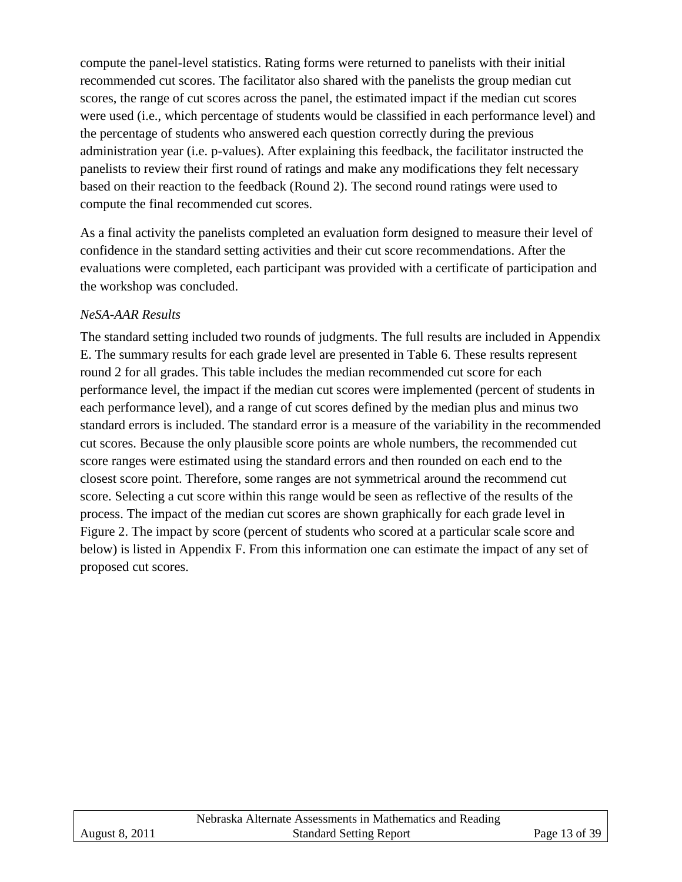compute the panel-level statistics. Rating forms were returned to panelists with their initial recommended cut scores. The facilitator also shared with the panelists the group median cut scores, the range of cut scores across the panel, the estimated impact if the median cut scores were used (i.e., which percentage of students would be classified in each performance level) and the percentage of students who answered each question correctly during the previous administration year (i.e. p-values). After explaining this feedback, the facilitator instructed the panelists to review their first round of ratings and make any modifications they felt necessary based on their reaction to the feedback (Round 2). The second round ratings were used to compute the final recommended cut scores.

As a final activity the panelists completed an evaluation form designed to measure their level of confidence in the standard setting activities and their cut score recommendations. After the evaluations were completed, each participant was provided with a certificate of participation and the workshop was concluded.

*NeSA-AAR Results*

The standard setting included two rounds of judgments. The full results are included in Appendix E. The summary results for each grade level are presented in Table 6. These results represent round 2 for all grades. This table includes the median recommended cut score for each performance level, the impact if the median cut scores were implemented (percent of students in each performance level), and a range of cut scores defined by the median plus and minus two standard errors is included. The standard error is a measure of the variability in the recommended cut scores. Because the only plausible score points are whole numbers, the recommended cut score ranges were estimated using the standard errors and then rounded on each end to the closest score point. Therefore, some ranges are not symmetrical around the recommend cut score. Selecting a cut score within this range would be seen as reflective of the results of the process. The impact of the median cut scores are shown graphically for each grade level in Figure 2. The impact by score (percent of students who scored at a particular scale score and below) is listed in Appendix F. From this information one can estimate the impact of any set of proposed cut scores.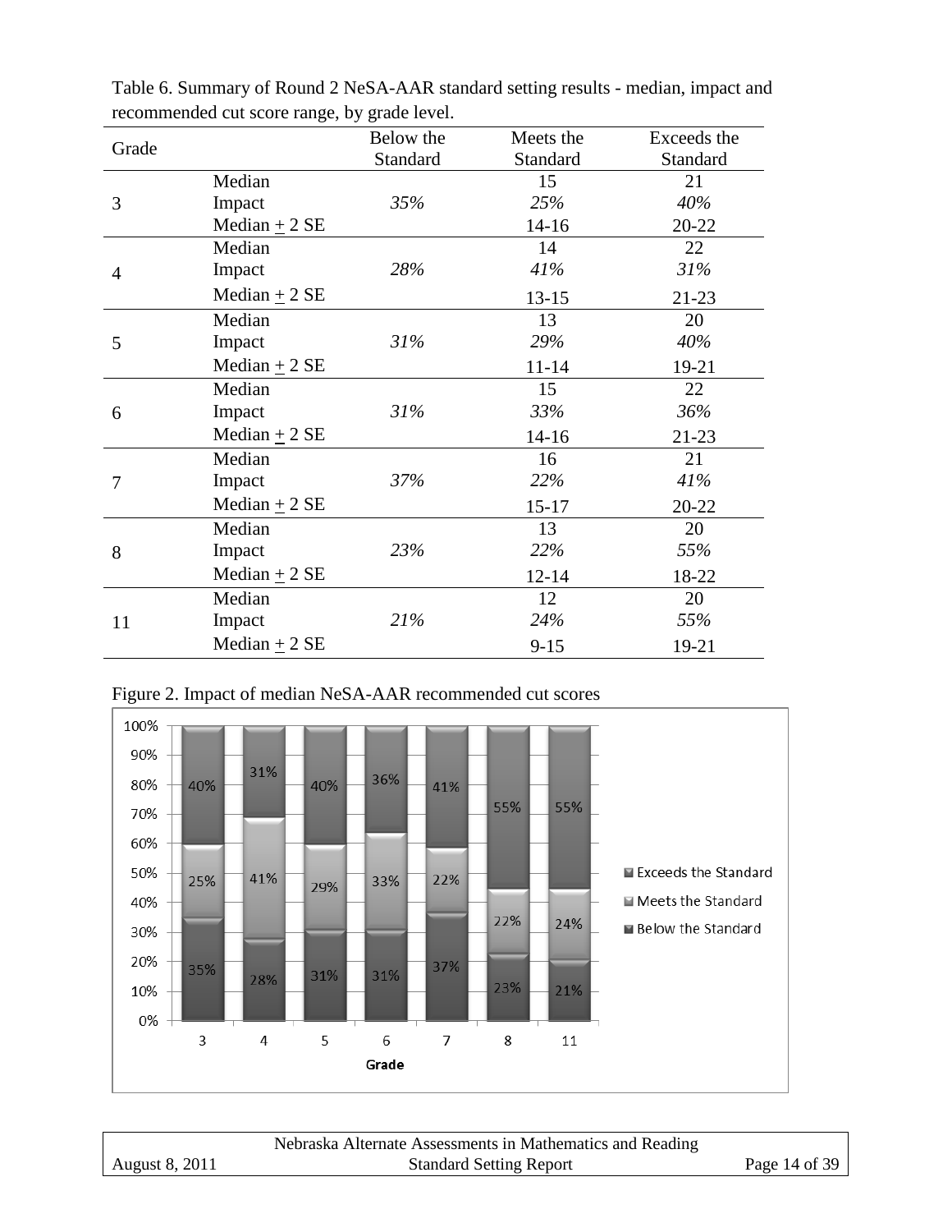Table 6. Summary of Round 2 NeSA-AAR standard setting results - median, impact and recommended cut score range, by grade level.

| Grade | | Below the Standard | Meets the Standard | Exceeds the Standard |
|---|---|---|---|---|
| 3 | Median | | 15 | 21 |
| | Impact | *35%* | *25%* | *40%* |
| | Median ± 2 SE | | 14-16 | 20-22 |
| 4 | Median | | 14 | 22 |
| | Impact | *28%* | *41%* | *31%* |
| | Median ± 2 SE | | 13-15 | 21-23 |
| 5 | Median | | 13 | 20 |
| | Impact | *31%* | *29%* | *40%* |
| | Median ± 2 SE | | 11-14 | 19-21 |
| 6 | Median | | 15 | 22 |
| | Impact | *31%* | *33%* | *36%* |
| | Median ± 2 SE | | 14-16 | 21-23 |
| 7 | Median | | 16 | 21 |
| | Impact | *37%* | *22%* | *41%* |
| | Median ± 2 SE | | 15-17 | 20-22 |
| 8 | Median | | 13 | 20 |
| | Impact | *23%* | *22%* | *55%* |
| | Median ± 2 SE | | 12-14 | 18-22 |
| 11 | Median | | 12 | 20 |
| | Impact | *21%* | *24%* | *55%* |
| | Median ± 2 SE | | 9-15 | 19-21 |

Figure 2. Impact of median NeSA-AAR recommended cut scores

| Grade | Below the Standard | Meets the Standard | Exceeds the Standard |
|---|---|---|---|
| 3 | 35% | 25% | 40% |
| 4 | 28% | 41% | 31% |
| 5 | 31% | 29% | 40% |
| 6 | 31% | 33% | 36% |
| 7 | 37% | 22% | 41% |
| 8 | 23% | 22% | 55% |
| 11 | 21% | 24% | 55% |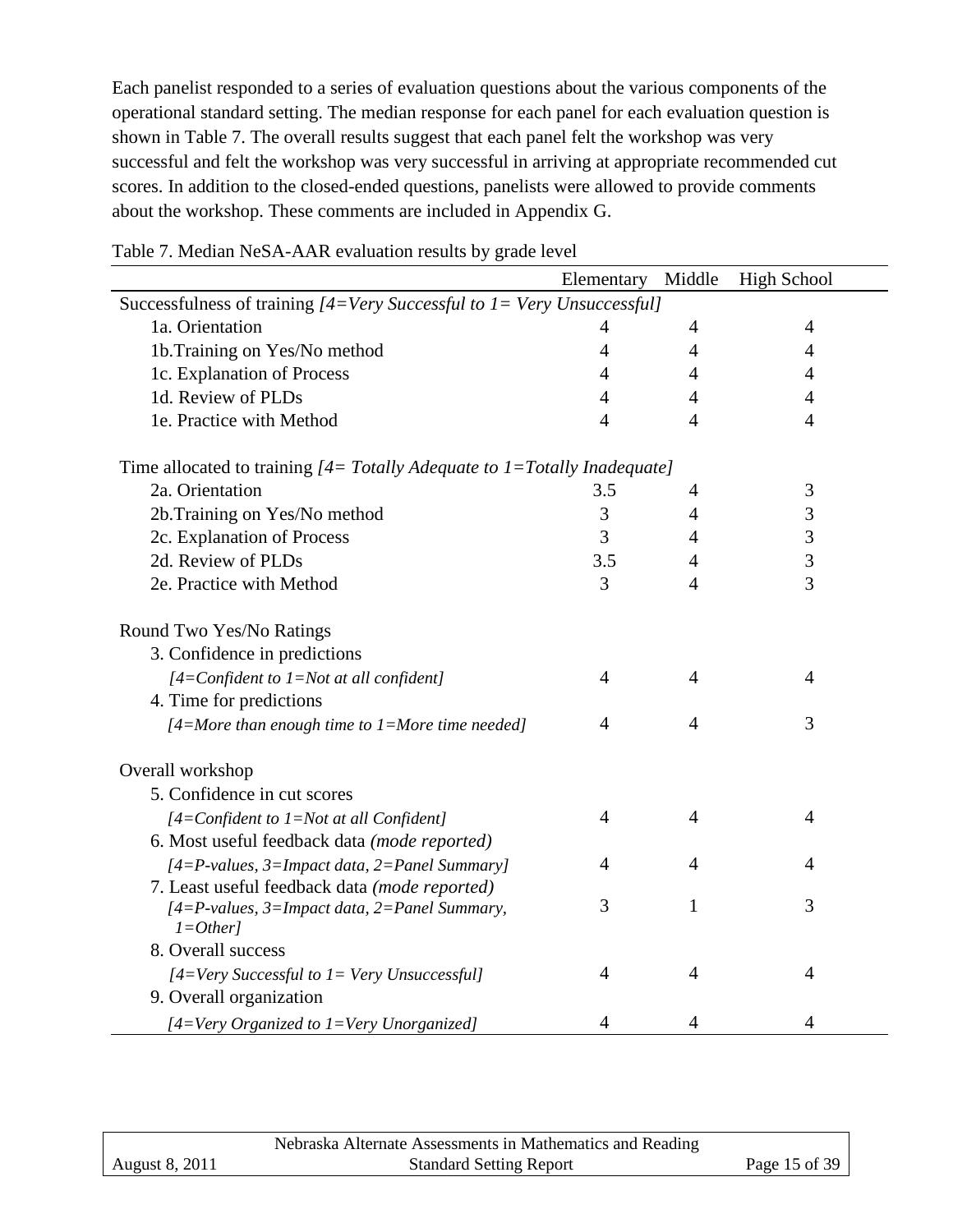Each panelist responded to a series of evaluation questions about the various components of the operational standard setting. The median response for each panel for each evaluation question is shown in Table 7. The overall results suggest that each panel felt the workshop was very successful and felt the workshop was very successful in arriving at appropriate recommended cut scores. In addition to the closed-ended questions, panelists were allowed to provide comments about the workshop. These comments are included in Appendix G.

Table 7. Median NeSA-AAR evaluation results by grade level

| | Elementary | Middle | High School |
|---|---|---|---|
| Successfulness of training *[4=Very Successful to 1= Very Unsuccessful]* | | | |
| 1a. Orientation | 4 | 4 | 4 |
| 1b.Training on Yes/No method | 4 | 4 | 4 |
| 1c. Explanation of Process | 4 | 4 | 4 |
| 1d. Review of PLDs | 4 | 4 | 4 |
| 1e. Practice with Method | 4 | 4 | 4 |
| Time allocated to training *[4= Totally Adequate to 1=Totally Inadequate]* | | | |
| 2a. Orientation | 3.5 | 4 | 3 |
| 2b.Training on Yes/No method | 3 | 4 | 3 |
| 2c. Explanation of Process | 3 | 4 | 3 |
| 2d. Review of PLDs | 3.5 | 4 | 3 |
| 2e. Practice with Method | 3 | 4 | 3 |
| Round Two Yes/No Ratings | | | |
| 3. Confidence in predictions *[4=Confident to 1=Not at all confident]* | 4 | 4 | 4 |
| 4. Time for predictions *[4=More than enough time to 1=More time needed]* | 4 | 4 | 3 |
| Overall workshop | | | |
| 5. Confidence in cut scores *[4=Confident to 1=Not at all Confident]* | 4 | 4 | 4 |
| 6. Most useful feedback data *(mode reported)* *[4=P-values, 3=Impact data, 2=Panel Summary]* | 4 | 4 | 4 |
| 7. Least useful feedback data *(mode reported)* *[4=P-values, 3=Impact data, 2=Panel Summary, 1=Other]* | 3 | 1 | 3 |
| 8. Overall success *[4=Very Successful to 1= Very Unsuccessful]* | 4 | 4 | 4 |
| 9. Overall organization *[4=Very Organized to 1=Very Unorganized]* | 4 | 4 | 4 |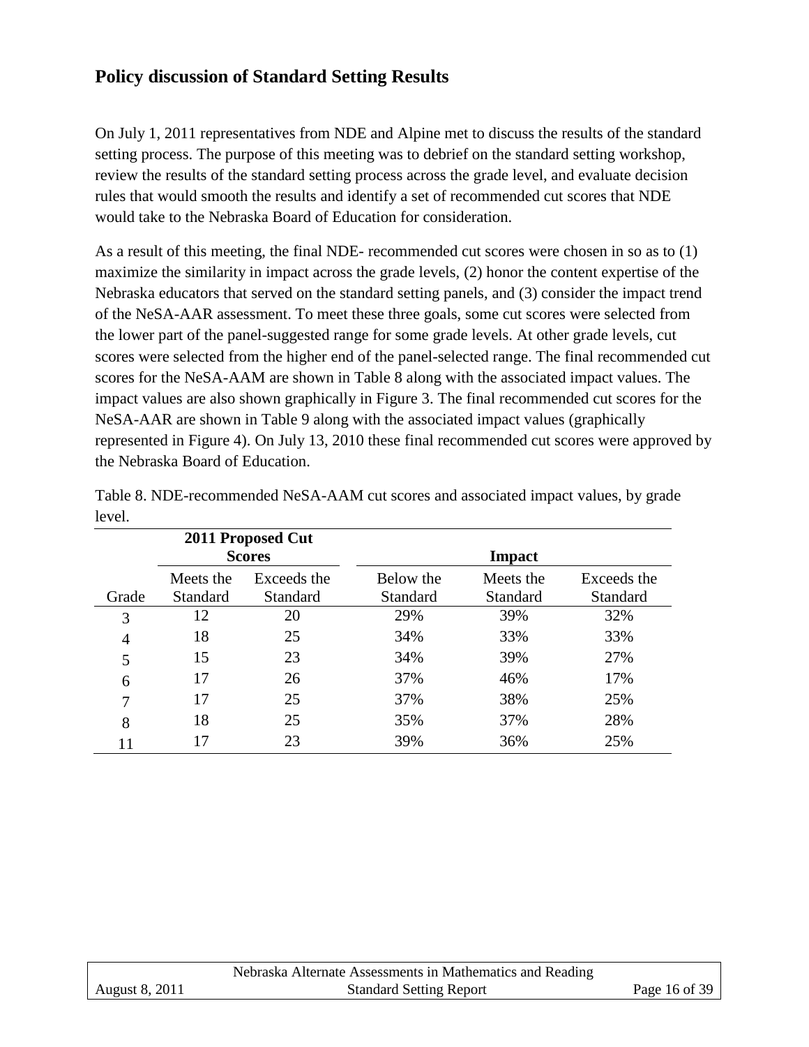## Policy discussion of Standard Setting Results

On July 1, 2011 representatives from NDE and Alpine met to discuss the results of the standard setting process. The purpose of this meeting was to debrief on the standard setting workshop, review the results of the standard setting process across the grade level, and evaluate decision rules that would smooth the results and identify a set of recommended cut scores that NDE would take to the Nebraska Board of Education for consideration.

As a result of this meeting, the final NDE- recommended cut scores were chosen in so as to (1) maximize the similarity in impact across the grade levels, (2) honor the content expertise of the Nebraska educators that served on the standard setting panels, and (3) consider the impact trend of the NeSA-AAR assessment. To meet these three goals, some cut scores were selected from the lower part of the panel-suggested range for some grade levels. At other grade levels, cut scores were selected from the higher end of the panel-selected range. The final recommended cut scores for the NeSA-AAM are shown in Table 8 along with the associated impact values. The impact values are also shown graphically in Figure 3. The final recommended cut scores for the NeSA-AAR are shown in Table 9 along with the associated impact values (graphically represented in Figure 4). On July 13, 2010 these final recommended cut scores were approved by the Nebraska Board of Education.

Table 8. NDE-recommended NeSA-AAM cut scores and associated impact values, by grade level.

| | **2011 Proposed Cut Scores** | | **Impact** | | |
|---|---|---|---|---|---|
| Grade | Meets the Standard | Exceeds the Standard | Below the Standard | Meets the Standard | Exceeds the Standard |
| 3 | 12 | 20 | 29% | 39% | 32% |
| 4 | 18 | 25 | 34% | 33% | 33% |
| 5 | 15 | 23 | 34% | 39% | 27% |
| 6 | 17 | 26 | 37% | 46% | 17% |
| 7 | 17 | 25 | 37% | 38% | 25% |
| 8 | 18 | 25 | 35% | 37% | 28% |
| 11 | 17 | 23 | 39% | 36% | 25% |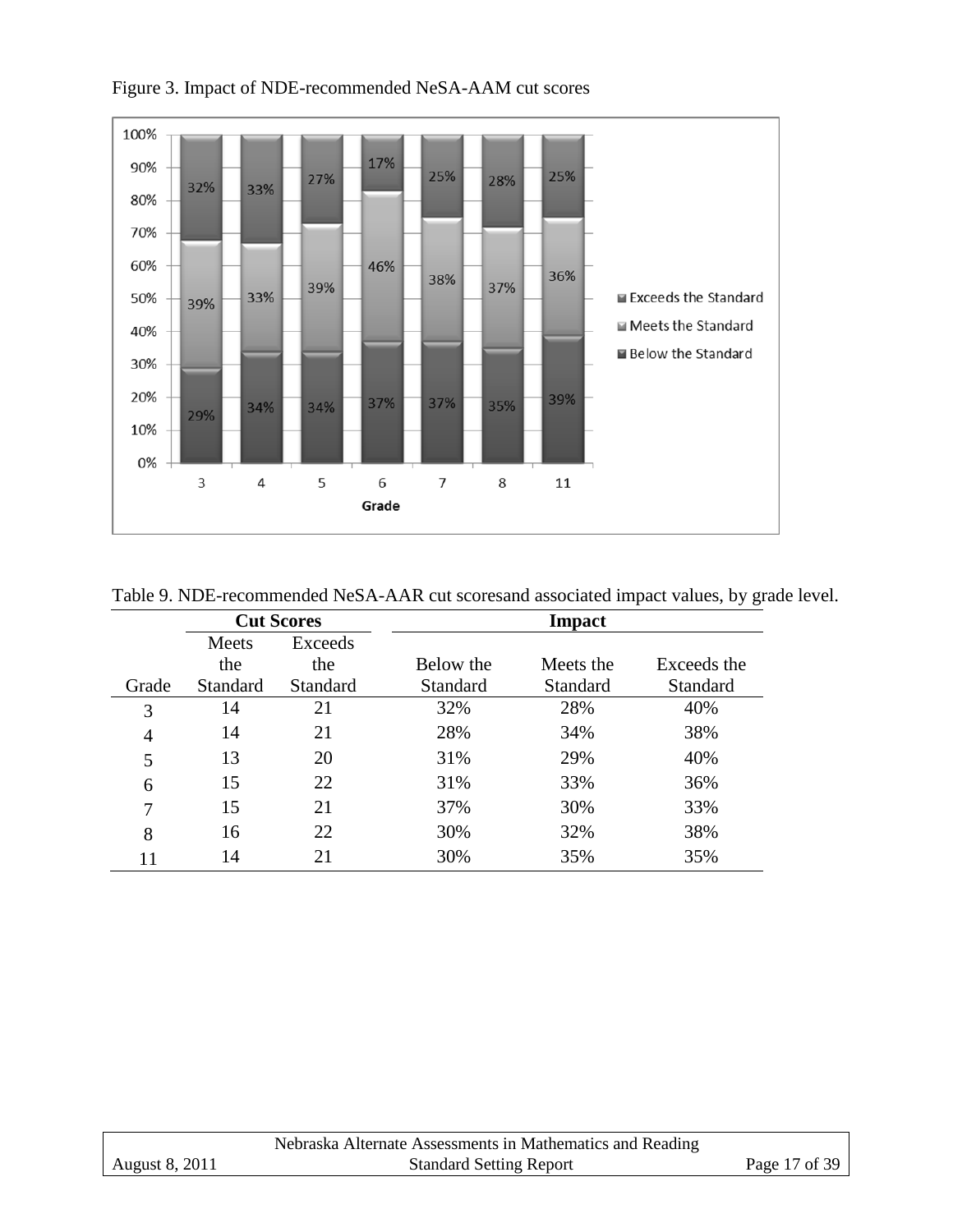Figure 3. Impact of NDE-recommended NeSA-AAM cut scores

| Grade | Below the Standard | Meets the Standard | Exceeds the Standard |
|---|---|---|---|
| 3 | 29% | 39% | 32% |
| 4 | 34% | 33% | 33% |
| 5 | 34% | 39% | 27% |
| 6 | 37% | 46% | 17% |
| 7 | 37% | 38% | 25% |
| 8 | 35% | 37% | 28% |
| 11 | 39% | 36% | 25% |

Table 9. NDE-recommended NeSA-AAR cut scoresand associated impact values, by grade level.

| | Cut Scores | | Impact | | |
|---|---|---|---|---|---|
| Grade | Meets the Standard | Exceeds the Standard | Below the Standard | Meets the Standard | Exceeds the Standard |
| 3 | 14 | 21 | 32% | 28% | 40% |
| 4 | 14 | 21 | 28% | 34% | 38% |
| 5 | 13 | 20 | 31% | 29% | 40% |
| 6 | 15 | 22 | 31% | 33% | 36% |
| 7 | 15 | 21 | 37% | 30% | 33% |
| 8 | 16 | 22 | 30% | 32% | 38% |
| 11 | 14 | 21 | 30% | 35% | 35% |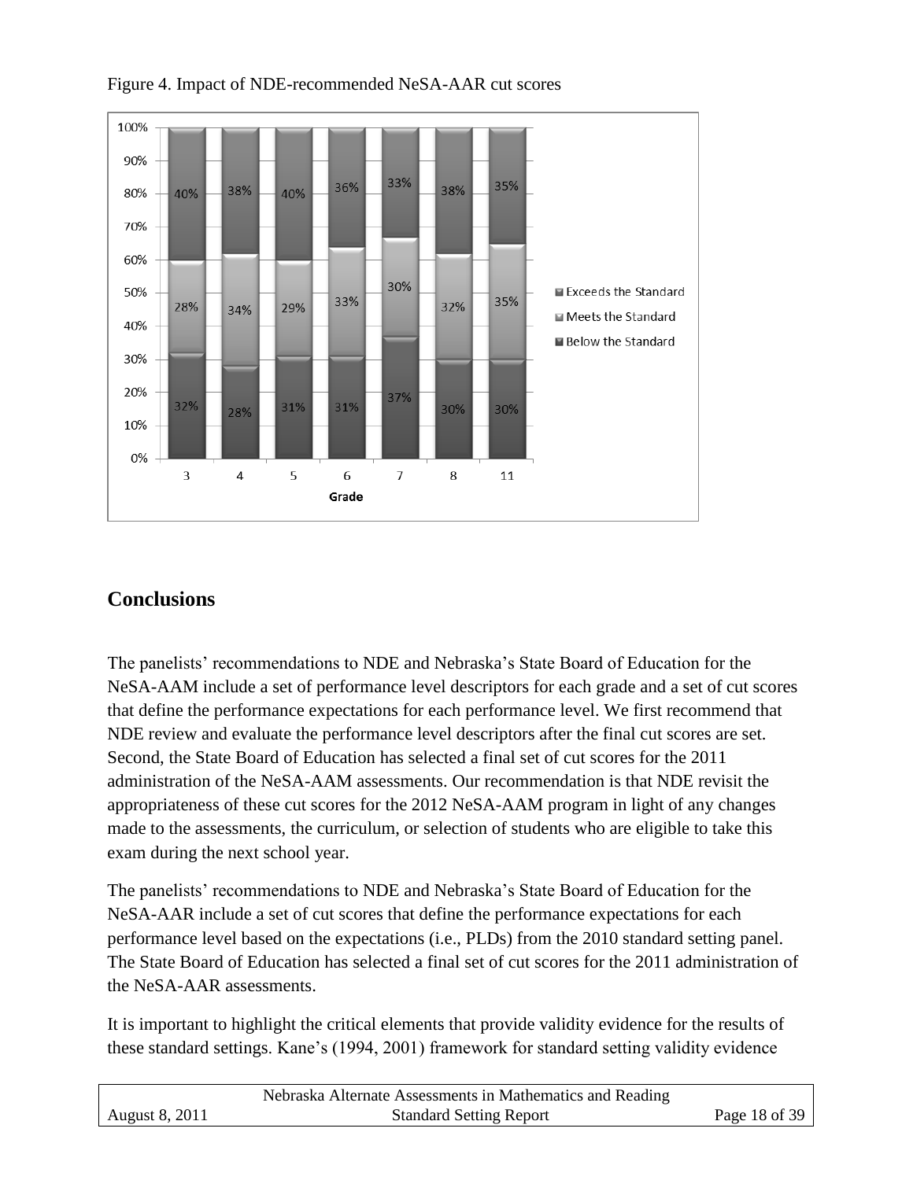Figure 4. Impact of NDE-recommended NeSA-AAR cut scores

| Grade | Below the Standard | Meets the Standard | Exceeds the Standard |
|---|---|---|---|
| 3 | 32% | 28% | 40% |
| 4 | 28% | 34% | 38% |
| 5 | 31% | 29% | 40% |
| 6 | 31% | 33% | 36% |
| 7 | 37% | 30% | 33% |
| 8 | 30% | 32% | 38% |
| 11 | 30% | 35% | 35% |

## Conclusions

The panelists' recommendations to NDE and Nebraska's State Board of Education for the NeSA-AAM include a set of performance level descriptors for each grade and a set of cut scores that define the performance expectations for each performance level. We first recommend that NDE review and evaluate the performance level descriptors after the final cut scores are set. Second, the State Board of Education has selected a final set of cut scores for the 2011 administration of the NeSA-AAM assessments. Our recommendation is that NDE revisit the appropriateness of these cut scores for the 2012 NeSA-AAM program in light of any changes made to the assessments, the curriculum, or selection of students who are eligible to take this exam during the next school year.

The panelists' recommendations to NDE and Nebraska's State Board of Education for the NeSA-AAR include a set of cut scores that define the performance expectations for each performance level based on the expectations (i.e., PLDs) from the 2010 standard setting panel. The State Board of Education has selected a final set of cut scores for the 2011 administration of the NeSA-AAR assessments.

It is important to highlight the critical elements that provide validity evidence for the results of these standard settings. Kane's (1994, 2001) framework for standard setting validity evidence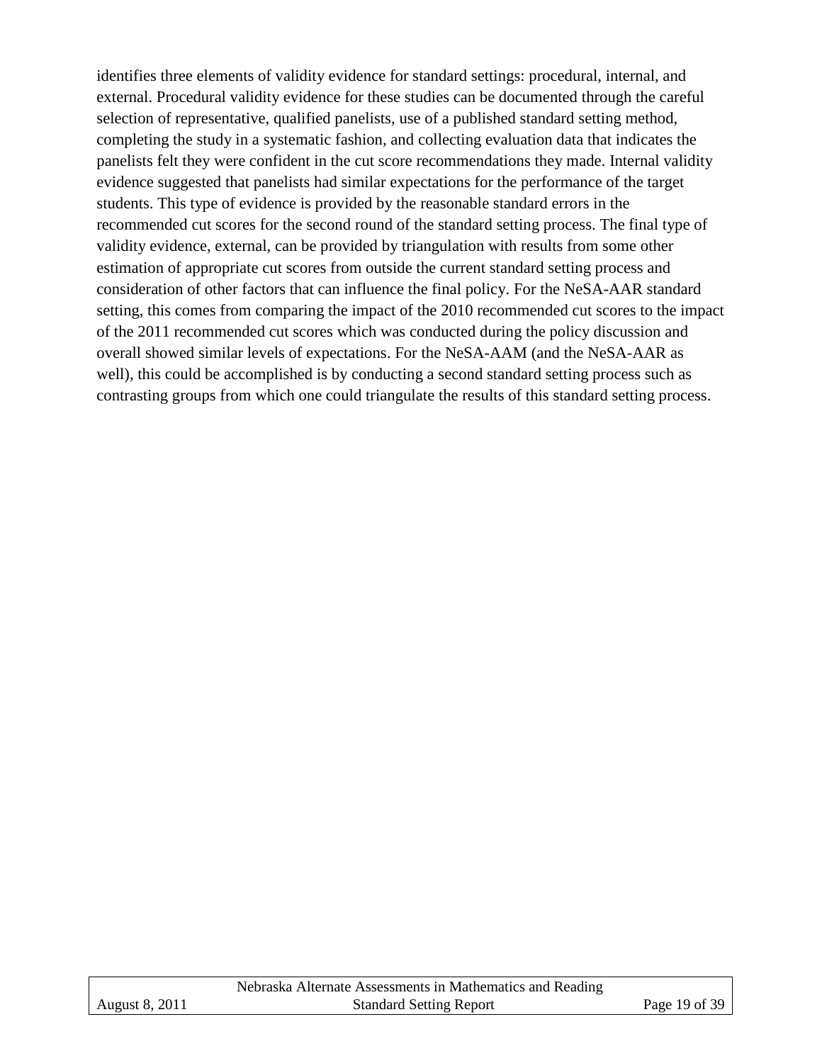identifies three elements of validity evidence for standard settings: procedural, internal, and external. Procedural validity evidence for these studies can be documented through the careful selection of representative, qualified panelists, use of a published standard setting method, completing the study in a systematic fashion, and collecting evaluation data that indicates the panelists felt they were confident in the cut score recommendations they made. Internal validity evidence suggested that panelists had similar expectations for the performance of the target students. This type of evidence is provided by the reasonable standard errors in the recommended cut scores for the second round of the standard setting process. The final type of validity evidence, external, can be provided by triangulation with results from some other estimation of appropriate cut scores from outside the current standard setting process and consideration of other factors that can influence the final policy. For the NeSA-AAR standard setting, this comes from comparing the impact of the 2010 recommended cut scores to the impact of the 2011 recommended cut scores which was conducted during the policy discussion and overall showed similar levels of expectations. For the NeSA-AAM (and the NeSA-AAR as well), this could be accomplished is by conducting a second standard setting process such as contrasting groups from which one could triangulate the results of this standard setting process.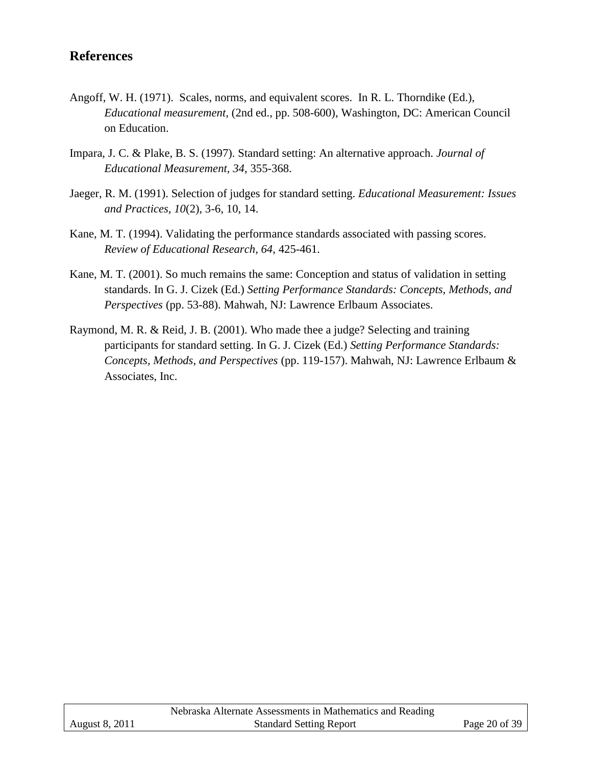## References

Angoff, W. H. (1971). Scales, norms, and equivalent scores. In R. L. Thorndike (Ed.), *Educational measurement*, (2nd ed., pp. 508-600), Washington, DC: American Council on Education.

Impara, J. C. & Plake, B. S. (1997). Standard setting: An alternative approach. *Journal of Educational Measurement, 34*, 355-368.

Jaeger, R. M. (1991). Selection of judges for standard setting. *Educational Measurement: Issues and Practices, 10*(2), 3-6, 10, 14.

Kane, M. T. (1994). Validating the performance standards associated with passing scores. *Review of Educational Research, 64*, 425-461.

Kane, M. T. (2001). So much remains the same: Conception and status of validation in setting standards. In G. J. Cizek (Ed.) *Setting Performance Standards: Concepts, Methods, and Perspectives* (pp. 53-88). Mahwah, NJ: Lawrence Erlbaum Associates.

Raymond, M. R. & Reid, J. B. (2001). Who made thee a judge? Selecting and training participants for standard setting. In G. J. Cizek (Ed.) *Setting Performance Standards: Concepts, Methods, and Perspectives* (pp. 119-157). Mahwah, NJ: Lawrence Erlbaum & Associates, Inc.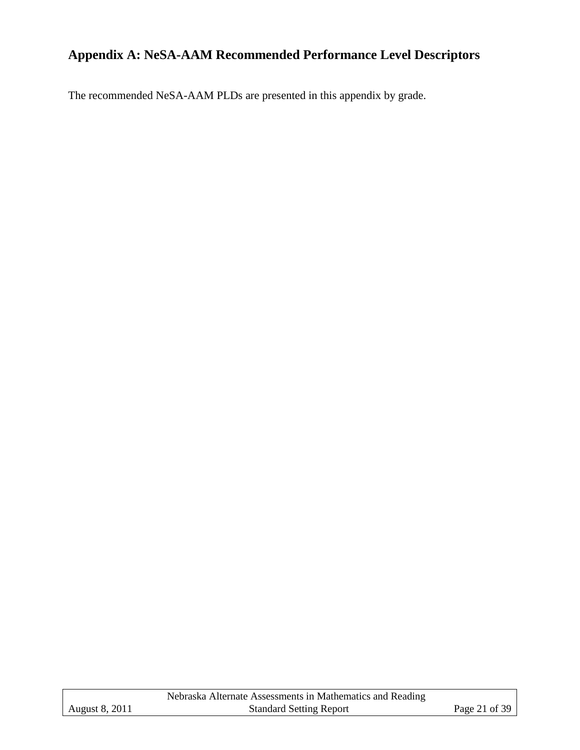## Appendix A: NeSA-AAM Recommended Performance Level Descriptors

The recommended NeSA-AAM PLDs are presented in this appendix by grade.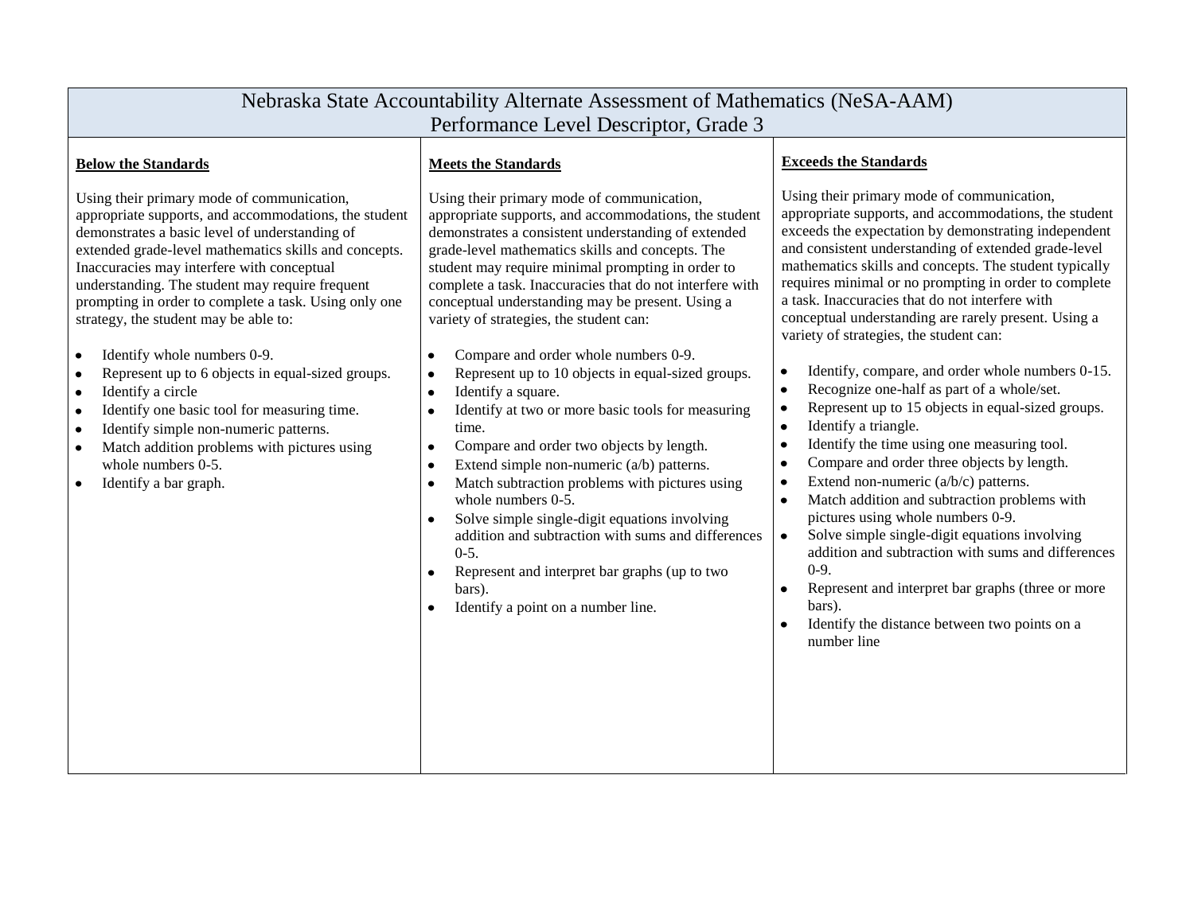# Nebraska State Accountability Alternate Assessment of Mathematics (NeSA-AAM)
## Performance Level Descriptor, Grade 3

### Below the Standards

Using their primary mode of communication, appropriate supports, and accommodations, the student demonstrates a basic level of understanding of extended grade-level mathematics skills and concepts. Inaccuracies may interfere with conceptual understanding. The student may require frequent prompting in order to complete a task. Using only one strategy, the student may be able to:

- Identify whole numbers 0-9.
- Represent up to 6 objects in equal-sized groups.
- Identify a circle
- Identify one basic tool for measuring time.
- Identify simple non-numeric patterns.
- Match addition problems with pictures using whole numbers 0-5.
- Identify a bar graph.

### Meets the Standards

Using their primary mode of communication, appropriate supports, and accommodations, the student demonstrates a consistent understanding of extended grade-level mathematics skills and concepts. The student may require minimal prompting in order to complete a task. Inaccuracies that do not interfere with conceptual understanding may be present. Using a variety of strategies, the student can:

- Compare and order whole numbers 0-9.
- Represent up to 10 objects in equal-sized groups.
- Identify a square.
- Identify at two or more basic tools for measuring time.
- Compare and order two objects by length.
- Extend simple non-numeric (a/b) patterns.
- Match subtraction problems with pictures using whole numbers 0-5.
- Solve simple single-digit equations involving addition and subtraction with sums and differences 0-5.
- Represent and interpret bar graphs (up to two bars).
- Identify a point on a number line.

### Exceeds the Standards

Using their primary mode of communication, appropriate supports, and accommodations, the student exceeds the expectation by demonstrating independent and consistent understanding of extended grade-level mathematics skills and concepts. The student typically requires minimal or no prompting in order to complete a task. Inaccuracies that do not interfere with conceptual understanding are rarely present. Using a variety of strategies, the student can:

- Identify, compare, and order whole numbers 0-15.
- Recognize one-half as part of a whole/set.
- Represent up to 15 objects in equal-sized groups.
- Identify a triangle.
- Identify the time using one measuring tool.
- Compare and order three objects by length.
- Extend non-numeric (a/b/c) patterns.
- Match addition and subtraction problems with pictures using whole numbers 0-9.
- Solve simple single-digit equations involving addition and subtraction with sums and differences 0-9.
- Represent and interpret bar graphs (three or more bars).
- Identify the distance between two points on a number line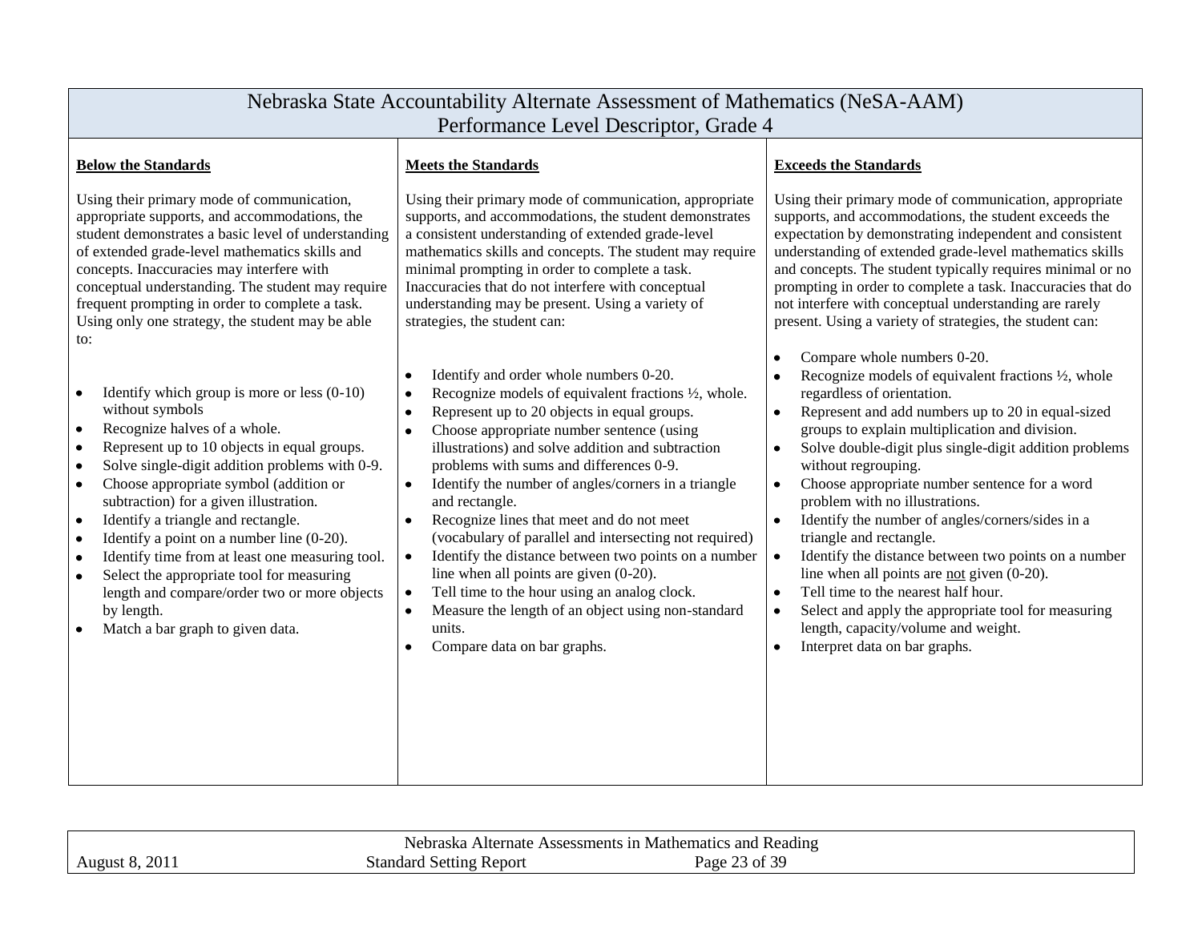# Nebraska State Accountability Alternate Assessment of Mathematics (NeSA-AAM)
## Performance Level Descriptor, Grade 4

### Below the Standards

Using their primary mode of communication, appropriate supports, and accommodations, the student demonstrates a basic level of understanding of extended grade-level mathematics skills and concepts. Inaccuracies may interfere with conceptual understanding. The student may require frequent prompting in order to complete a task. Using only one strategy, the student may be able to:

- Identify which group is more or less (0-10) without symbols
- Recognize halves of a whole.
- Represent up to 10 objects in equal groups.
- Solve single-digit addition problems with 0-9.
- Choose appropriate symbol (addition or subtraction) for a given illustration.
- Identify a triangle and rectangle.
- Identify a point on a number line (0-20).
- Identify time from at least one measuring tool.
- Select the appropriate tool for measuring length and compare/order two or more objects by length.
- Match a bar graph to given data.

### Meets the Standards

Using their primary mode of communication, appropriate supports, and accommodations, the student demonstrates a consistent understanding of extended grade-level mathematics skills and concepts. The student may require minimal prompting in order to complete a task. Inaccuracies that do not interfere with conceptual understanding may be present. Using a variety of strategies, the student can:

- Identify and order whole numbers 0-20.
- Recognize models of equivalent fractions ½, whole.
- Represent up to 20 objects in equal groups.
- Choose appropriate number sentence (using illustrations) and solve addition and subtraction problems with sums and differences 0-9.
- Identify the number of angles/corners in a triangle and rectangle.
- Recognize lines that meet and do not meet (vocabulary of parallel and intersecting not required)
- Identify the distance between two points on a number line when all points are given (0-20).
- Tell time to the hour using an analog clock.
- Measure the length of an object using non-standard units.
- Compare data on bar graphs.

### Exceeds the Standards

Using their primary mode of communication, appropriate supports, and accommodations, the student exceeds the expectation by demonstrating independent and consistent understanding of extended grade-level mathematics skills and concepts. The student typically requires minimal or no prompting in order to complete a task. Inaccuracies that do not interfere with conceptual understanding are rarely present. Using a variety of strategies, the student can:

- Compare whole numbers 0-20.
- Recognize models of equivalent fractions ½, whole regardless of orientation.
- Represent and add numbers up to 20 in equal-sized groups to explain multiplication and division.
- Solve double-digit plus single-digit addition problems without regrouping.
- Choose appropriate number sentence for a word problem with no illustrations.
- Identify the number of angles/corners/sides in a triangle and rectangle.
- Identify the distance between two points on a number line when all points are <u>not</u> given (0-20).
- Tell time to the nearest half hour.
- Select and apply the appropriate tool for measuring length, capacity/volume and weight.
- Interpret data on bar graphs.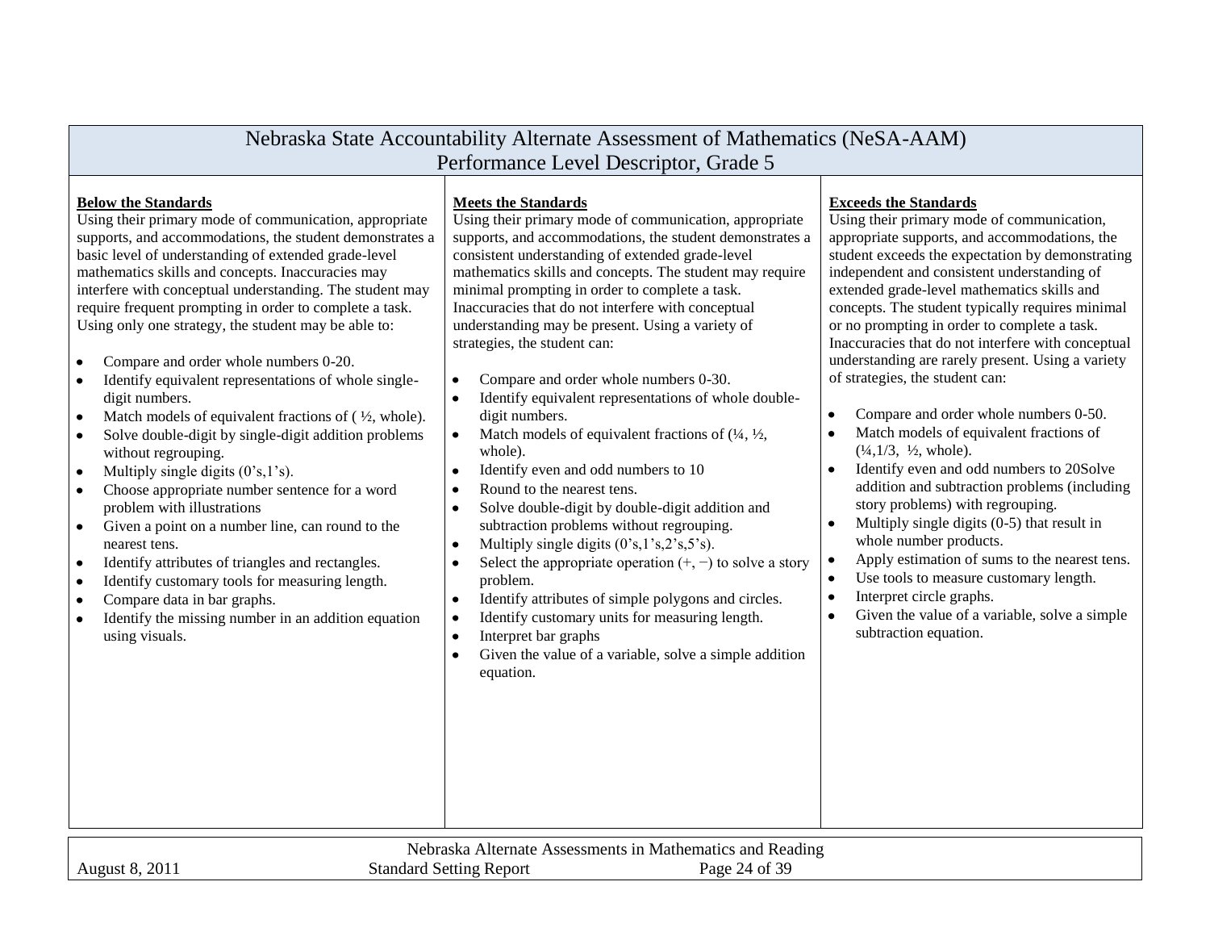# Nebraska State Accountability Alternate Assessment of Mathematics (NeSA-AAM)
## Performance Level Descriptor, Grade 5

**Below the Standards**

Using their primary mode of communication, appropriate supports, and accommodations, the student demonstrates a basic level of understanding of extended grade-level mathematics skills and concepts. Inaccuracies may interfere with conceptual understanding. The student may require frequent prompting in order to complete a task. Using only one strategy, the student may be able to:

- Compare and order whole numbers 0-20.
- Identify equivalent representations of whole single-digit numbers.
- Match models of equivalent fractions of ( ½, whole).
- Solve double-digit by single-digit addition problems without regrouping.
- Multiply single digits (0's,1's).
- Choose appropriate number sentence for a word problem with illustrations
- Given a point on a number line, can round to the nearest tens.
- Identify attributes of triangles and rectangles.
- Identify customary tools for measuring length.
- Compare data in bar graphs.
- Identify the missing number in an addition equation using visuals.

**Meets the Standards**

Using their primary mode of communication, appropriate supports, and accommodations, the student demonstrates a consistent understanding of extended grade-level mathematics skills and concepts. The student may require minimal prompting in order to complete a task. Inaccuracies that do not interfere with conceptual understanding may be present. Using a variety of strategies, the student can:

- Compare and order whole numbers 0-30.
- Identify equivalent representations of whole double-digit numbers.
- Match models of equivalent fractions of (¼, ½, whole).
- Identify even and odd numbers to 10
- Round to the nearest tens.
- Solve double-digit by double-digit addition and subtraction problems without regrouping.
- Multiply single digits (0's,1's,2's,5's).
- Select the appropriate operation (+, −) to solve a story problem.
- Identify attributes of simple polygons and circles.
- Identify customary units for measuring length.
- Interpret bar graphs
- Given the value of a variable, solve a simple addition equation.

**Exceeds the Standards**

Using their primary mode of communication, appropriate supports, and accommodations, the student exceeds the expectation by demonstrating independent and consistent understanding of extended grade-level mathematics skills and concepts. The student typically requires minimal or no prompting in order to complete a task. Inaccuracies that do not interfere with conceptual understanding are rarely present. Using a variety of strategies, the student can:

- Compare and order whole numbers 0-50.
- Match models of equivalent fractions of (¼,1/3, ½, whole).
- Identify even and odd numbers to 20Solve addition and subtraction problems (including story problems) with regrouping.
- Multiply single digits (0-5) that result in whole number products.
- Apply estimation of sums to the nearest tens.
- Use tools to measure customary length.
- Interpret circle graphs.
- Given the value of a variable, solve a simple subtraction equation.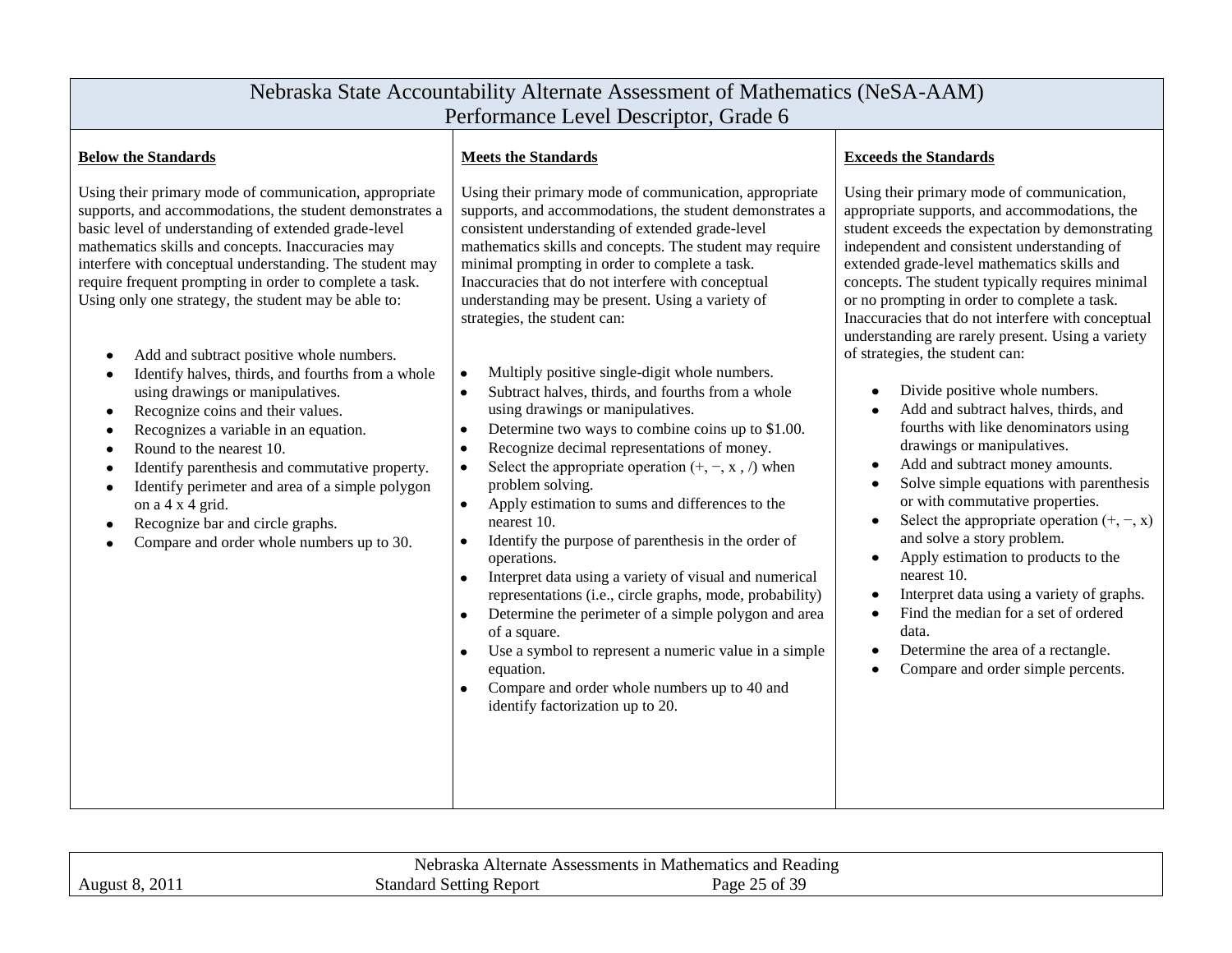# Nebraska State Accountability Alternate Assessment of Mathematics (NeSA-AAM)

## Performance Level Descriptor, Grade 6

**Below the Standards**

Using their primary mode of communication, appropriate supports, and accommodations, the student demonstrates a basic level of understanding of extended grade-level mathematics skills and concepts. Inaccuracies may interfere with conceptual understanding. The student may require frequent prompting in order to complete a task. Using only one strategy, the student may be able to:

- Add and subtract positive whole numbers.
- Identify halves, thirds, and fourths from a whole using drawings or manipulatives.
- Recognize coins and their values.
- Recognizes a variable in an equation.
- Round to the nearest 10.
- Identify parenthesis and commutative property.
- Identify perimeter and area of a simple polygon on a 4 x 4 grid.
- Recognize bar and circle graphs.
- Compare and order whole numbers up to 30.

**Meets the Standards**

Using their primary mode of communication, appropriate supports, and accommodations, the student demonstrates a consistent understanding of extended grade-level mathematics skills and concepts. The student may require minimal prompting in order to complete a task. Inaccuracies that do not interfere with conceptual understanding may be present. Using a variety of strategies, the student can:

- Multiply positive single-digit whole numbers.
- Subtract halves, thirds, and fourths from a whole using drawings or manipulatives.
- Determine two ways to combine coins up to $1.00.
- Recognize decimal representations of money.
- Select the appropriate operation (+, −, x , /) when problem solving.
- Apply estimation to sums and differences to the nearest 10.
- Identify the purpose of parenthesis in the order of operations.
- Interpret data using a variety of visual and numerical representations (i.e., circle graphs, mode, probability)
- Determine the perimeter of a simple polygon and area of a square.
- Use a symbol to represent a numeric value in a simple equation.
- Compare and order whole numbers up to 40 and identify factorization up to 20.

**Exceeds the Standards**

Using their primary mode of communication, appropriate supports, and accommodations, the student exceeds the expectation by demonstrating independent and consistent understanding of extended grade-level mathematics skills and concepts. The student typically requires minimal or no prompting in order to complete a task. Inaccuracies that do not interfere with conceptual understanding are rarely present. Using a variety of strategies, the student can:

- Divide positive whole numbers.
- Add and subtract halves, thirds, and fourths with like denominators using drawings or manipulatives.
- Add and subtract money amounts.
- Solve simple equations with parenthesis or with commutative properties.
- Select the appropriate operation (+, −, x) and solve a story problem.
- Apply estimation to products to the nearest 10.
- Interpret data using a variety of graphs.
- Find the median for a set of ordered data.
- Determine the area of a rectangle.
- Compare and order simple percents.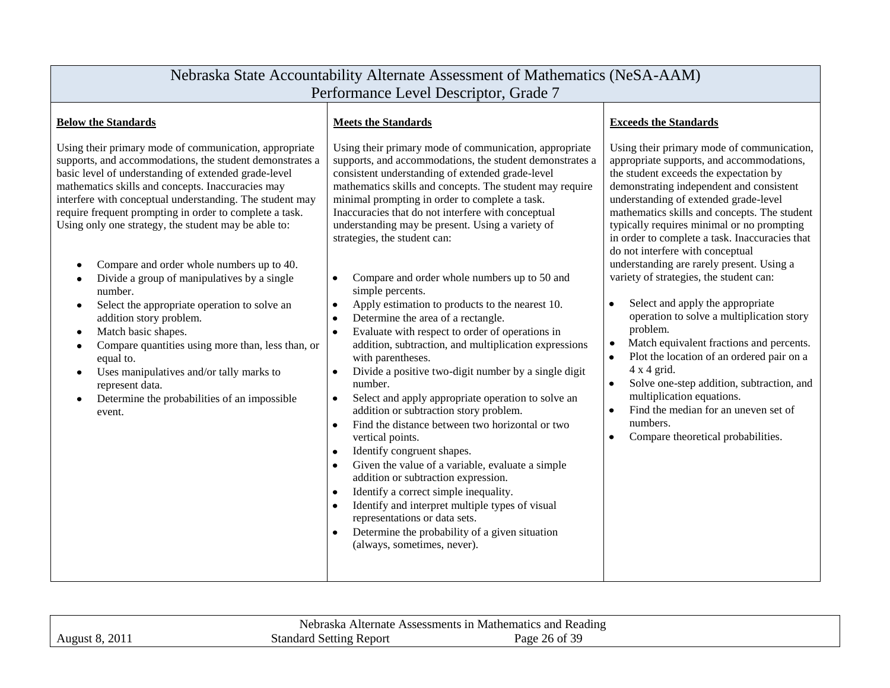# Nebraska State Accountability Alternate Assessment of Mathematics (NeSA-AAM)
## Performance Level Descriptor, Grade 7

**Below the Standards**

Using their primary mode of communication, appropriate supports, and accommodations, the student demonstrates a basic level of understanding of extended grade-level mathematics skills and concepts. Inaccuracies may interfere with conceptual understanding. The student may require frequent prompting in order to complete a task. Using only one strategy, the student may be able to:

- Compare and order whole numbers up to 40.
- Divide a group of manipulatives by a single number.
- Select the appropriate operation to solve an addition story problem.
- Match basic shapes.
- Compare quantities using more than, less than, or equal to.
- Uses manipulatives and/or tally marks to represent data.
- Determine the probabilities of an impossible event.

**Meets the Standards**

Using their primary mode of communication, appropriate supports, and accommodations, the student demonstrates a consistent understanding of extended grade-level mathematics skills and concepts. The student may require minimal prompting in order to complete a task. Inaccuracies that do not interfere with conceptual understanding may be present. Using a variety of strategies, the student can:

- Compare and order whole numbers up to 50 and simple percents.
- Apply estimation to products to the nearest 10.
- Determine the area of a rectangle.
- Evaluate with respect to order of operations in addition, subtraction, and multiplication expressions with parentheses.
- Divide a positive two-digit number by a single digit number.
- Select and apply appropriate operation to solve an addition or subtraction story problem.
- Find the distance between two horizontal or two vertical points.
- Identify congruent shapes.
- Given the value of a variable, evaluate a simple addition or subtraction expression.
- Identify a correct simple inequality.
- Identify and interpret multiple types of visual representations or data sets.
- Determine the probability of a given situation (always, sometimes, never).

**Exceeds the Standards**

Using their primary mode of communication, appropriate supports, and accommodations, the student exceeds the expectation by demonstrating independent and consistent understanding of extended grade-level mathematics skills and concepts. The student typically requires minimal or no prompting in order to complete a task. Inaccuracies that do not interfere with conceptual understanding are rarely present. Using a variety of strategies, the student can:

- Select and apply the appropriate operation to solve a multiplication story problem.
- Match equivalent fractions and percents.
- Plot the location of an ordered pair on a 4 x 4 grid.
- Solve one-step addition, subtraction, and multiplication equations.
- Find the median for an uneven set of numbers.
- Compare theoretical probabilities.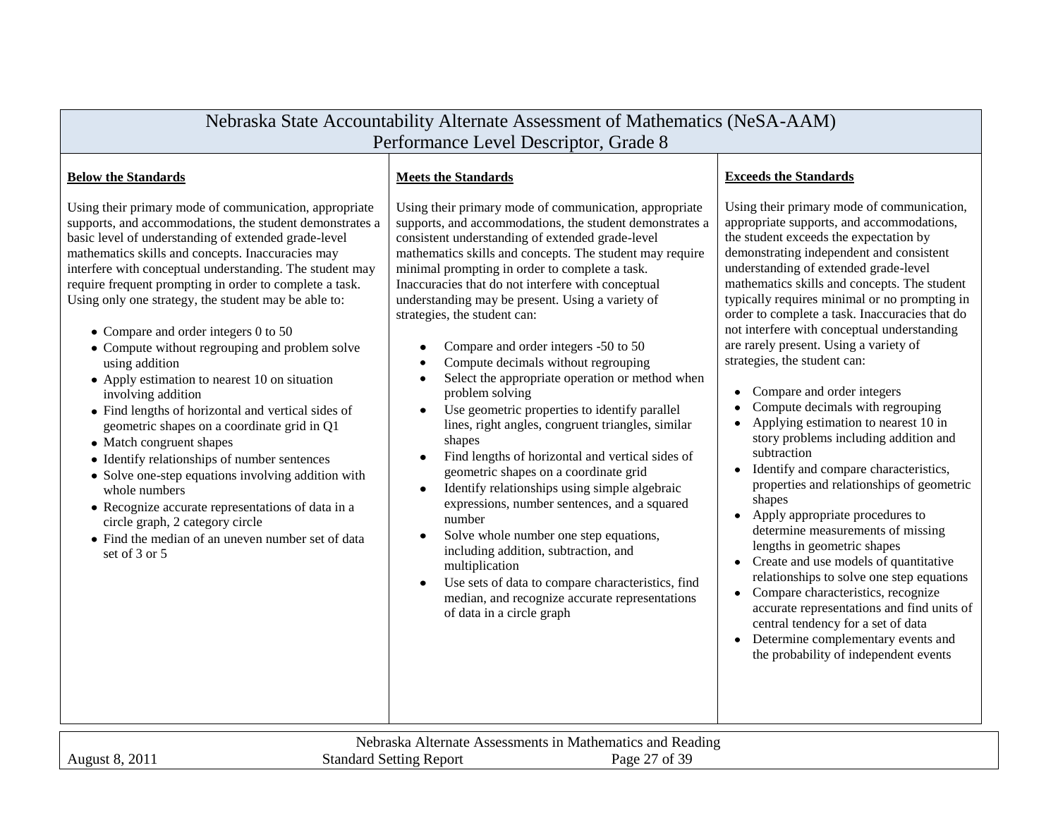## Nebraska State Accountability Alternate Assessment of Mathematics (NeSA-AAM)
## Performance Level Descriptor, Grade 8

**Below the Standards**

Using their primary mode of communication, appropriate supports, and accommodations, the student demonstrates a basic level of understanding of extended grade-level mathematics skills and concepts. Inaccuracies may interfere with conceptual understanding. The student may require frequent prompting in order to complete a task. Using only one strategy, the student may be able to:

- Compare and order integers 0 to 50
- Compute without regrouping and problem solve using addition
- Apply estimation to nearest 10 on situation involving addition
- Find lengths of horizontal and vertical sides of geometric shapes on a coordinate grid in Q1
- Match congruent shapes
- Identify relationships of number sentences
- Solve one-step equations involving addition with whole numbers
- Recognize accurate representations of data in a circle graph, 2 category circle
- Find the median of an uneven number set of data set of 3 or 5

**Meets the Standards**

Using their primary mode of communication, appropriate supports, and accommodations, the student demonstrates a consistent understanding of extended grade-level mathematics skills and concepts. The student may require minimal prompting in order to complete a task. Inaccuracies that do not interfere with conceptual understanding may be present. Using a variety of strategies, the student can:

- Compare and order integers -50 to 50
- Compute decimals without regrouping
- Select the appropriate operation or method when problem solving
- Use geometric properties to identify parallel lines, right angles, congruent triangles, similar shapes
- Find lengths of horizontal and vertical sides of geometric shapes on a coordinate grid
- Identify relationships using simple algebraic expressions, number sentences, and a squared number
- Solve whole number one step equations, including addition, subtraction, and multiplication
- Use sets of data to compare characteristics, find median, and recognize accurate representations of data in a circle graph

**Exceeds the Standards**

Using their primary mode of communication, appropriate supports, and accommodations, the student exceeds the expectation by demonstrating independent and consistent understanding of extended grade-level mathematics skills and concepts. The student typically requires minimal or no prompting in order to complete a task. Inaccuracies that do not interfere with conceptual understanding are rarely present. Using a variety of strategies, the student can:

- Compare and order integers
- Compute decimals with regrouping
- Applying estimation to nearest 10 in story problems including addition and subtraction
- Identify and compare characteristics, properties and relationships of geometric shapes
- Apply appropriate procedures to determine measurements of missing lengths in geometric shapes
- Create and use models of quantitative relationships to solve one step equations
- Compare characteristics, recognize accurate representations and find units of central tendency for a set of data
- Determine complementary events and the probability of independent events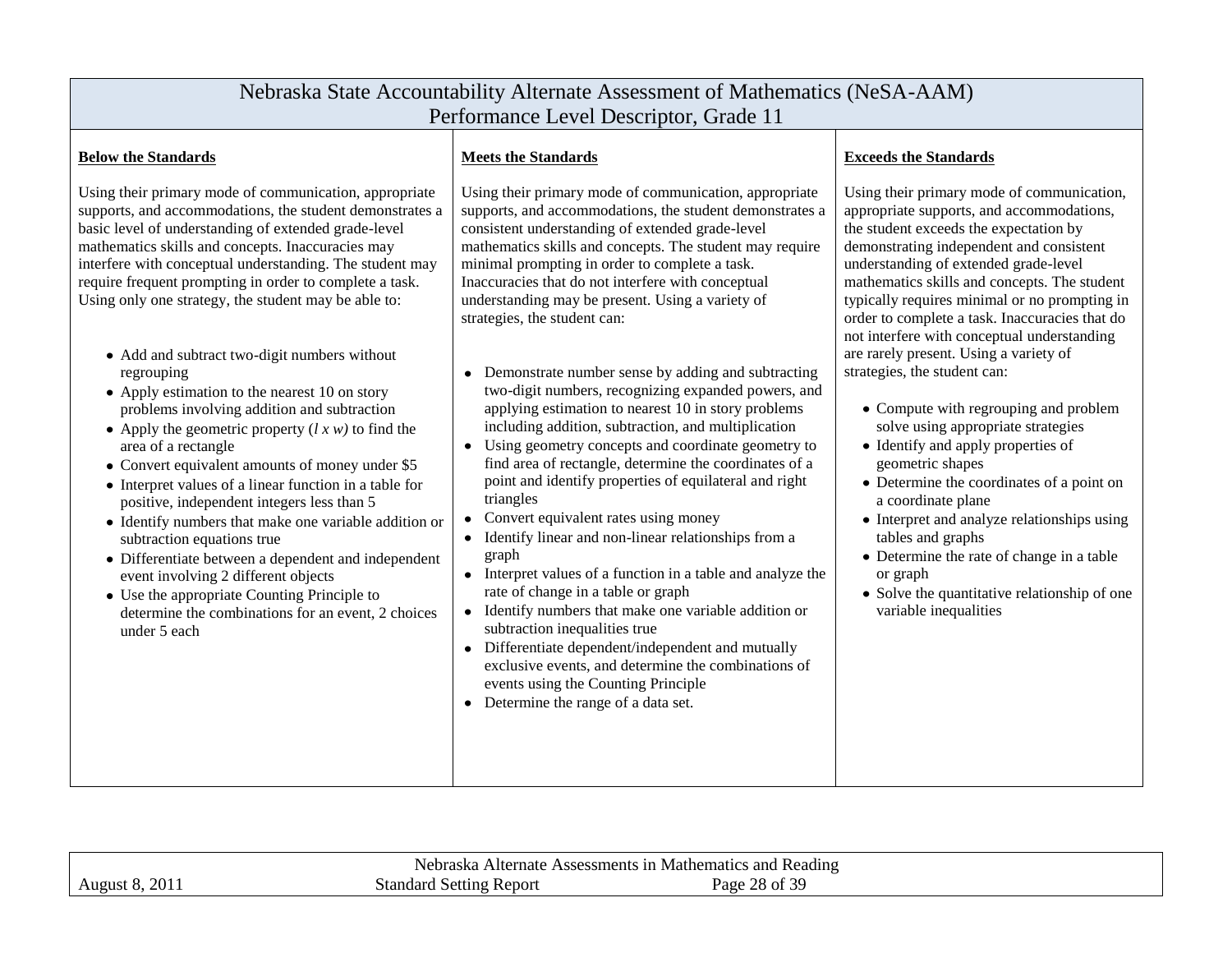# Nebraska State Accountability Alternate Assessment of Mathematics (NeSA-AAM)
## Performance Level Descriptor, Grade 11

**Below the Standards**

Using their primary mode of communication, appropriate supports, and accommodations, the student demonstrates a basic level of understanding of extended grade-level mathematics skills and concepts. Inaccuracies may interfere with conceptual understanding. The student may require frequent prompting in order to complete a task. Using only one strategy, the student may be able to:

- Add and subtract two-digit numbers without regrouping
- Apply estimation to the nearest 10 on story problems involving addition and subtraction
- Apply the geometric property (*l x w)* to find the area of a rectangle
- Convert equivalent amounts of money under $5
- Interpret values of a linear function in a table for positive, independent integers less than 5
- Identify numbers that make one variable addition or subtraction equations true
- Differentiate between a dependent and independent event involving 2 different objects
- Use the appropriate Counting Principle to determine the combinations for an event, 2 choices under 5 each

**Meets the Standards**

Using their primary mode of communication, appropriate supports, and accommodations, the student demonstrates a consistent understanding of extended grade-level mathematics skills and concepts. The student may require minimal prompting in order to complete a task. Inaccuracies that do not interfere with conceptual understanding may be present. Using a variety of strategies, the student can:

- Demonstrate number sense by adding and subtracting two-digit numbers, recognizing expanded powers, and applying estimation to nearest 10 in story problems including addition, subtraction, and multiplication
- Using geometry concepts and coordinate geometry to find area of rectangle, determine the coordinates of a point and identify properties of equilateral and right triangles
- Convert equivalent rates using money
- Identify linear and non-linear relationships from a graph
- Interpret values of a function in a table and analyze the rate of change in a table or graph
- Identify numbers that make one variable addition or subtraction inequalities true
- Differentiate dependent/independent and mutually exclusive events, and determine the combinations of events using the Counting Principle
- Determine the range of a data set.

**Exceeds the Standards**

Using their primary mode of communication, appropriate supports, and accommodations, the student exceeds the expectation by demonstrating independent and consistent understanding of extended grade-level mathematics skills and concepts. The student typically requires minimal or no prompting in order to complete a task. Inaccuracies that do not interfere with conceptual understanding are rarely present. Using a variety of strategies, the student can:

- Compute with regrouping and problem solve using appropriate strategies
- Identify and apply properties of geometric shapes
- Determine the coordinates of a point on a coordinate plane
- Interpret and analyze relationships using tables and graphs
- Determine the rate of change in a table or graph
- Solve the quantitative relationship of one variable inequalities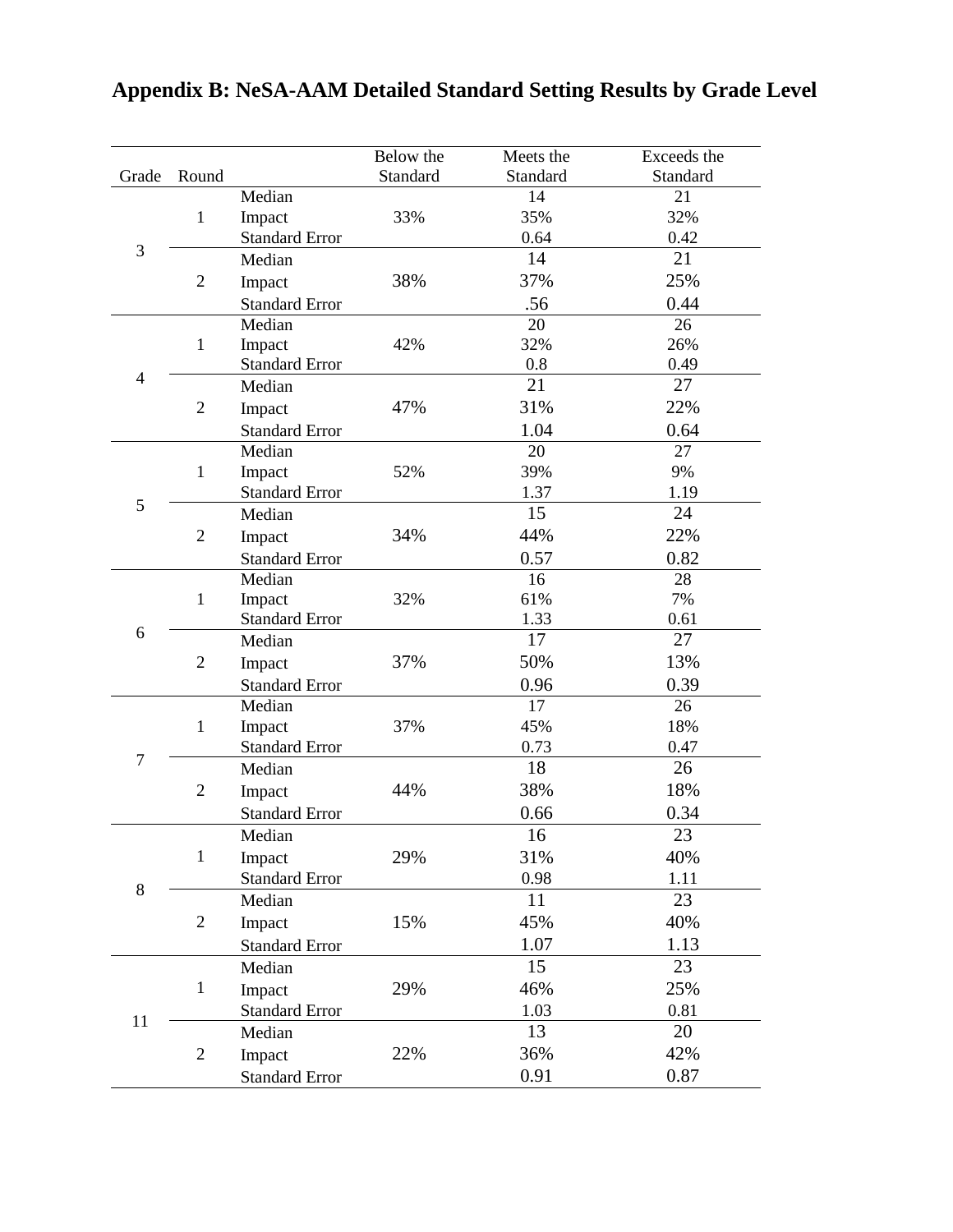# Appendix B: NeSA-AAM Detailed Standard Setting Results by Grade Level

| Grade | Round | | Below the Standard | Meets the Standard | Exceeds the Standard |
|---|---|---|---|---|---|
| 3 | 1 | Median | | 14 | 21 |
| | | Impact | 33% | 35% | 32% |
| | | Standard Error | | 0.64 | 0.42 |
| | 2 | Median | | 14 | 21 |
| | | Impact | 38% | 37% | 25% |
| | | Standard Error | | .56 | 0.44 |
| 4 | 1 | Median | | 20 | 26 |
| | | Impact | 42% | 32% | 26% |
| | | Standard Error | | 0.8 | 0.49 |
| | 2 | Median | | 21 | 27 |
| | | Impact | 47% | 31% | 22% |
| | | Standard Error | | 1.04 | 0.64 |
| 5 | 1 | Median | | 20 | 27 |
| | | Impact | 52% | 39% | 9% |
| | | Standard Error | | 1.37 | 1.19 |
| | 2 | Median | | 15 | 24 |
| | | Impact | 34% | 44% | 22% |
| | | Standard Error | | 0.57 | 0.82 |
| 6 | 1 | Median | | 16 | 28 |
| | | Impact | 32% | 61% | 7% |
| | | Standard Error | | 1.33 | 0.61 |
| | 2 | Median | | 17 | 27 |
| | | Impact | 37% | 50% | 13% |
| | | Standard Error | | 0.96 | 0.39 |
| 7 | 1 | Median | | 17 | 26 |
| | | Impact | 37% | 45% | 18% |
| | | Standard Error | | 0.73 | 0.47 |
| | 2 | Median | | 18 | 26 |
| | | Impact | 44% | 38% | 18% |
| | | Standard Error | | 0.66 | 0.34 |
| 8 | 1 | Median | | 16 | 23 |
| | | Impact | 29% | 31% | 40% |
| | | Standard Error | | 0.98 | 1.11 |
| | 2 | Median | | 11 | 23 |
| | | Impact | 15% | 45% | 40% |
| | | Standard Error | | 1.07 | 1.13 |
| 11 | 1 | Median | | 15 | 23 |
| | | Impact | 29% | 46% | 25% |
| | | Standard Error | | 1.03 | 0.81 |
| | 2 | Median | | 13 | 20 |
| | | Impact | 22% | 36% | 42% |
| | | Standard Error | | 0.91 | 0.87 |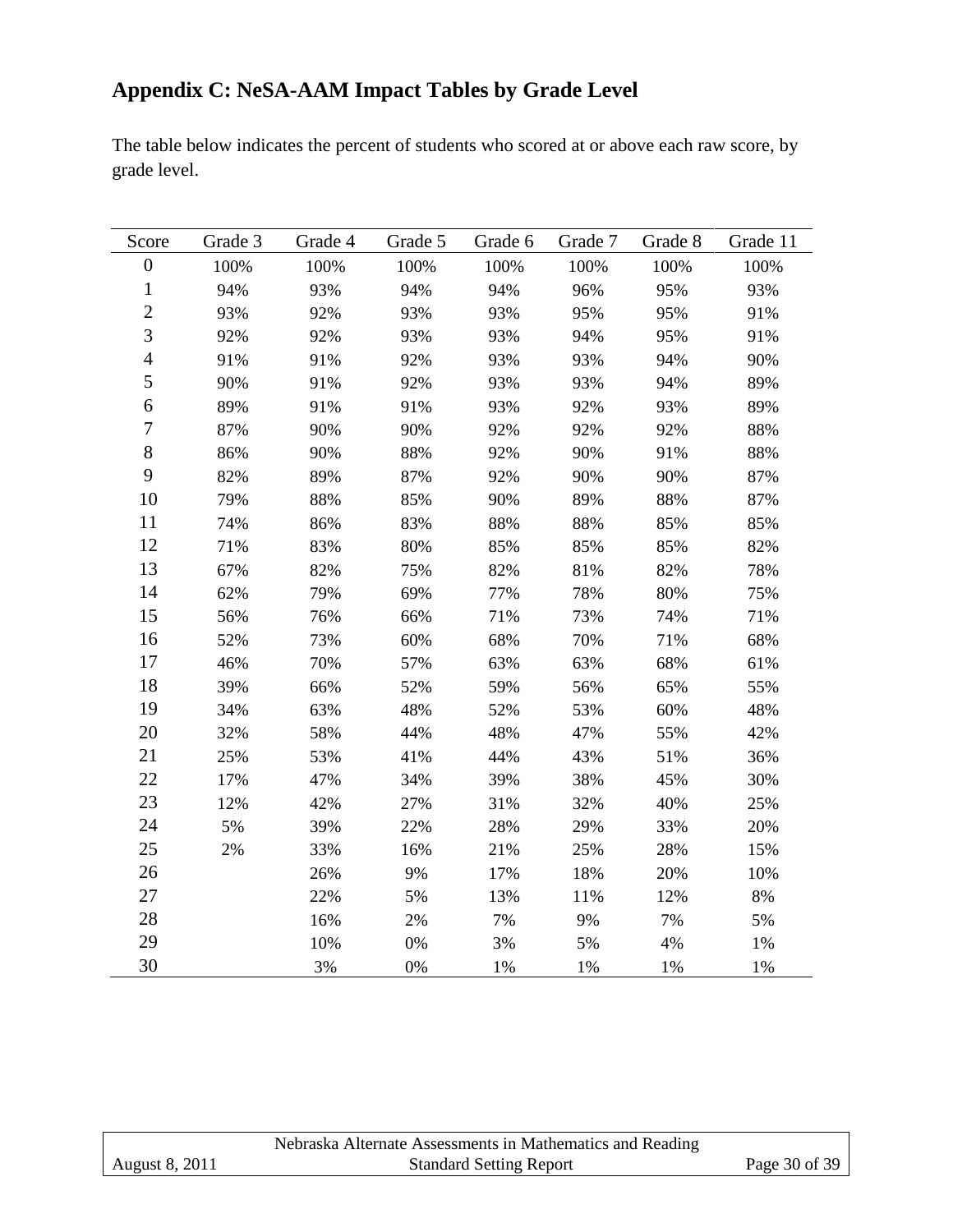## Appendix C: NeSA-AAM Impact Tables by Grade Level

The table below indicates the percent of students who scored at or above each raw score, by grade level.

| Score | Grade 3 | Grade 4 | Grade 5 | Grade 6 | Grade 7 | Grade 8 | Grade 11 |
|---|---|---|---|---|---|---|---|
| 0 | 100% | 100% | 100% | 100% | 100% | 100% | 100% |
| 1 | 94% | 93% | 94% | 94% | 96% | 95% | 93% |
| 2 | 93% | 92% | 93% | 93% | 95% | 95% | 91% |
| 3 | 92% | 92% | 93% | 93% | 94% | 95% | 91% |
| 4 | 91% | 91% | 92% | 93% | 93% | 94% | 90% |
| 5 | 90% | 91% | 92% | 93% | 93% | 94% | 89% |
| 6 | 89% | 91% | 91% | 93% | 92% | 93% | 89% |
| 7 | 87% | 90% | 90% | 92% | 92% | 92% | 88% |
| 8 | 86% | 90% | 88% | 92% | 90% | 91% | 88% |
| 9 | 82% | 89% | 87% | 92% | 90% | 90% | 87% |
| 10 | 79% | 88% | 85% | 90% | 89% | 88% | 87% |
| 11 | 74% | 86% | 83% | 88% | 88% | 85% | 85% |
| 12 | 71% | 83% | 80% | 85% | 85% | 85% | 82% |
| 13 | 67% | 82% | 75% | 82% | 81% | 82% | 78% |
| 14 | 62% | 79% | 69% | 77% | 78% | 80% | 75% |
| 15 | 56% | 76% | 66% | 71% | 73% | 74% | 71% |
| 16 | 52% | 73% | 60% | 68% | 70% | 71% | 68% |
| 17 | 46% | 70% | 57% | 63% | 63% | 68% | 61% |
| 18 | 39% | 66% | 52% | 59% | 56% | 65% | 55% |
| 19 | 34% | 63% | 48% | 52% | 53% | 60% | 48% |
| 20 | 32% | 58% | 44% | 48% | 47% | 55% | 42% |
| 21 | 25% | 53% | 41% | 44% | 43% | 51% | 36% |
| 22 | 17% | 47% | 34% | 39% | 38% | 45% | 30% |
| 23 | 12% | 42% | 27% | 31% | 32% | 40% | 25% |
| 24 | 5% | 39% | 22% | 28% | 29% | 33% | 20% |
| 25 | 2% | 33% | 16% | 21% | 25% | 28% | 15% |
| 26 | | 26% | 9% | 17% | 18% | 20% | 10% |
| 27 | | 22% | 5% | 13% | 11% | 12% | 8% |
| 28 | | 16% | 2% | 7% | 9% | 7% | 5% |
| 29 | | 10% | 0% | 3% | 5% | 4% | 1% |
| 30 | | 3% | 0% | 1% | 1% | 1% | 1% |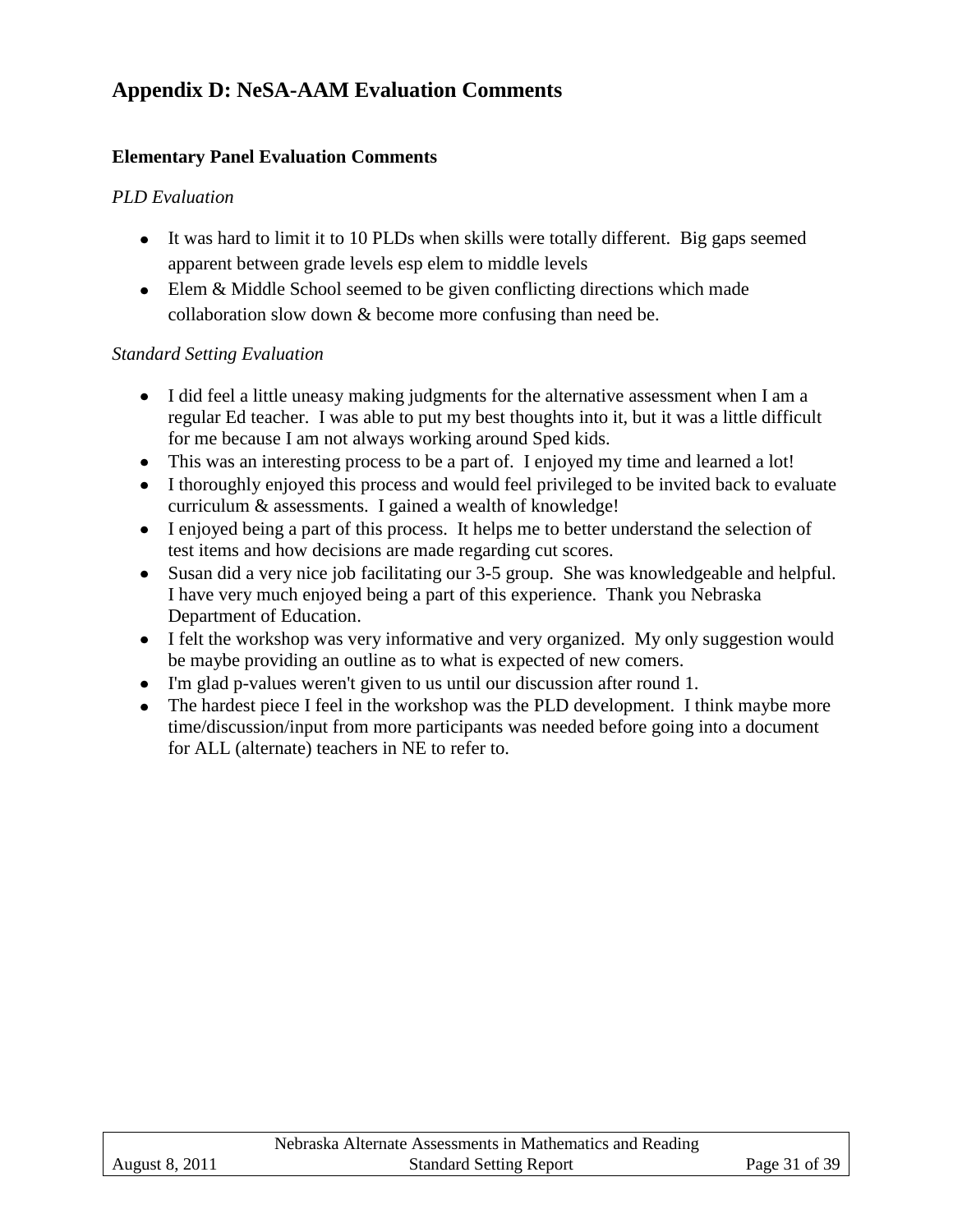## Appendix D: NeSA-AAM Evaluation Comments

### Elementary Panel Evaluation Comments

*PLD Evaluation*

- It was hard to limit it to 10 PLDs when skills were totally different. Big gaps seemed apparent between grade levels esp elem to middle levels
- Elem & Middle School seemed to be given conflicting directions which made collaboration slow down & become more confusing than need be.

*Standard Setting Evaluation*

- I did feel a little uneasy making judgments for the alternative assessment when I am a regular Ed teacher. I was able to put my best thoughts into it, but it was a little difficult for me because I am not always working around Sped kids.
- This was an interesting process to be a part of. I enjoyed my time and learned a lot!
- I thoroughly enjoyed this process and would feel privileged to be invited back to evaluate curriculum & assessments. I gained a wealth of knowledge!
- I enjoyed being a part of this process. It helps me to better understand the selection of test items and how decisions are made regarding cut scores.
- Susan did a very nice job facilitating our 3-5 group. She was knowledgeable and helpful. I have very much enjoyed being a part of this experience. Thank you Nebraska Department of Education.
- I felt the workshop was very informative and very organized. My only suggestion would be maybe providing an outline as to what is expected of new comers.
- I'm glad p-values weren't given to us until our discussion after round 1.
- The hardest piece I feel in the workshop was the PLD development. I think maybe more time/discussion/input from more participants was needed before going into a document for ALL (alternate) teachers in NE to refer to.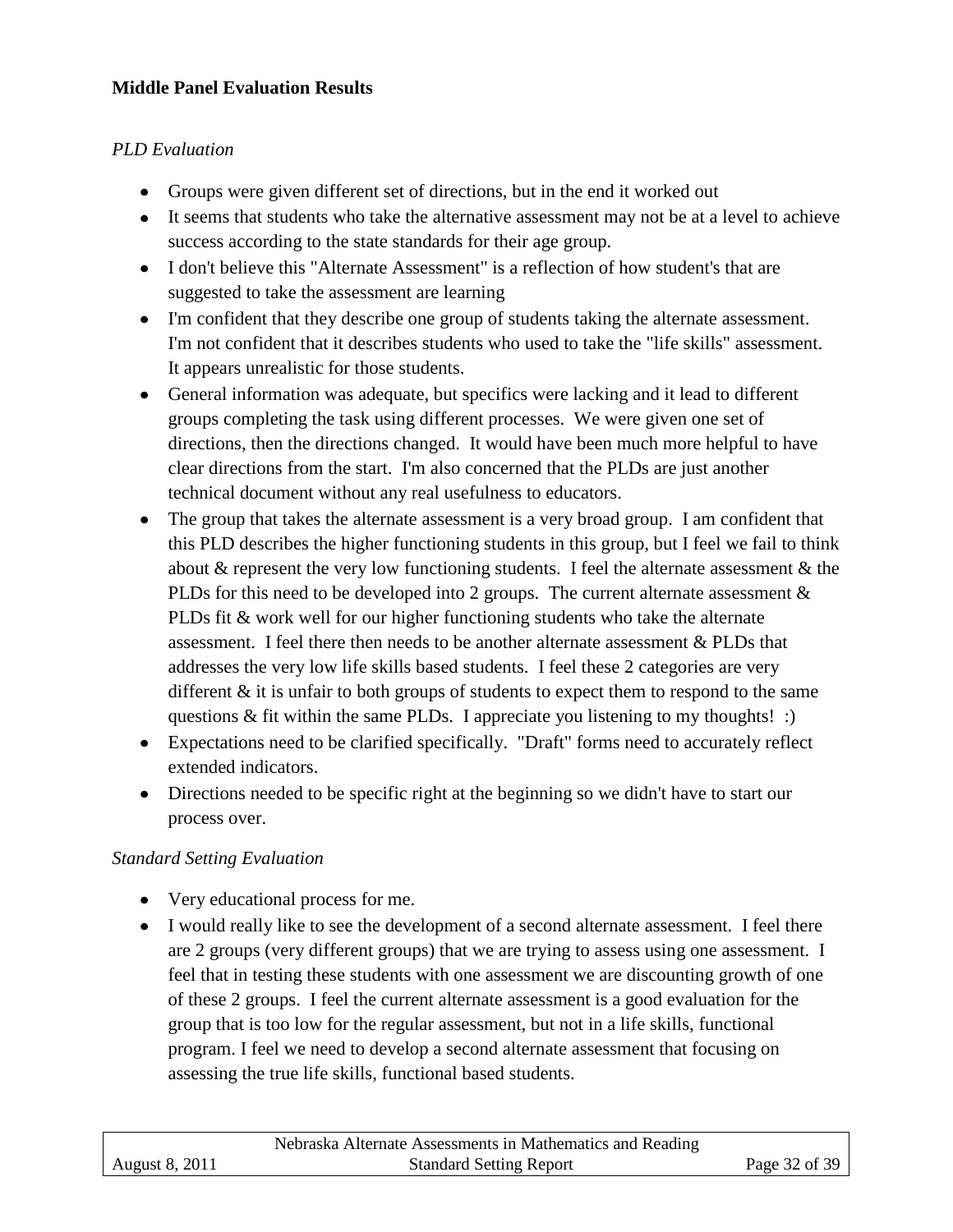**Middle Panel Evaluation Results**

*PLD Evaluation*

- Groups were given different set of directions, but in the end it worked out
- It seems that students who take the alternative assessment may not be at a level to achieve success according to the state standards for their age group.
- I don't believe this "Alternate Assessment" is a reflection of how student's that are suggested to take the assessment are learning
- I'm confident that they describe one group of students taking the alternate assessment. I'm not confident that it describes students who used to take the "life skills" assessment. It appears unrealistic for those students.
- General information was adequate, but specifics were lacking and it lead to different groups completing the task using different processes. We were given one set of directions, then the directions changed. It would have been much more helpful to have clear directions from the start. I'm also concerned that the PLDs are just another technical document without any real usefulness to educators.
- The group that takes the alternate assessment is a very broad group. I am confident that this PLD describes the higher functioning students in this group, but I feel we fail to think about & represent the very low functioning students. I feel the alternate assessment & the PLDs for this need to be developed into 2 groups. The current alternate assessment & PLDs fit & work well for our higher functioning students who take the alternate assessment. I feel there then needs to be another alternate assessment & PLDs that addresses the very low life skills based students. I feel these 2 categories are very different & it is unfair to both groups of students to expect them to respond to the same questions & fit within the same PLDs. I appreciate you listening to my thoughts! :)
- Expectations need to be clarified specifically. "Draft" forms need to accurately reflect extended indicators.
- Directions needed to be specific right at the beginning so we didn't have to start our process over.

*Standard Setting Evaluation*

- Very educational process for me.
- I would really like to see the development of a second alternate assessment. I feel there are 2 groups (very different groups) that we are trying to assess using one assessment. I feel that in testing these students with one assessment we are discounting growth of one of these 2 groups. I feel the current alternate assessment is a good evaluation for the group that is too low for the regular assessment, but not in a life skills, functional program. I feel we need to develop a second alternate assessment that focusing on assessing the true life skills, functional based students.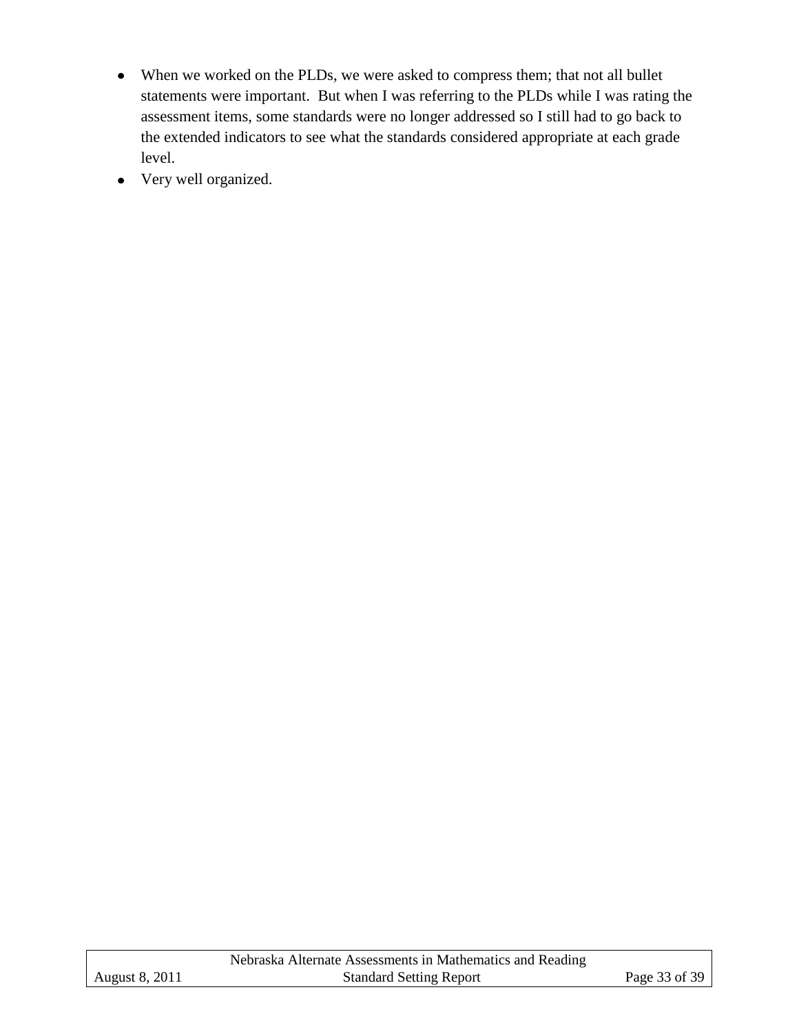- When we worked on the PLDs, we were asked to compress them; that not all bullet statements were important. But when I was referring to the PLDs while I was rating the assessment items, some standards were no longer addressed so I still had to go back to the extended indicators to see what the standards considered appropriate at each grade level.
- Very well organized.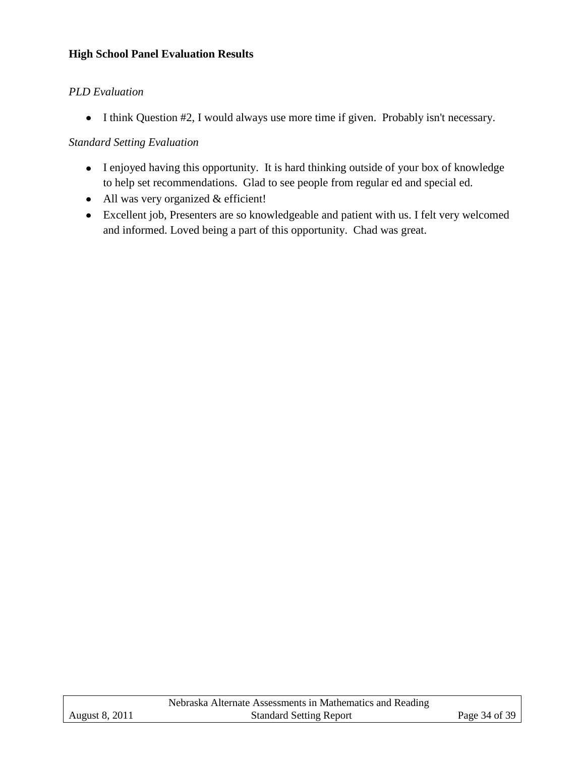**High School Panel Evaluation Results**

*PLD Evaluation*

- I think Question #2, I would always use more time if given.  Probably isn't necessary.

*Standard Setting Evaluation*

- I enjoyed having this opportunity.  It is hard thinking outside of your box of knowledge to help set recommendations.  Glad to see people from regular ed and special ed.
- All was very organized & efficient!
- Excellent job, Presenters are so knowledgeable and patient with us. I felt very welcomed and informed. Loved being a part of this opportunity.  Chad was great.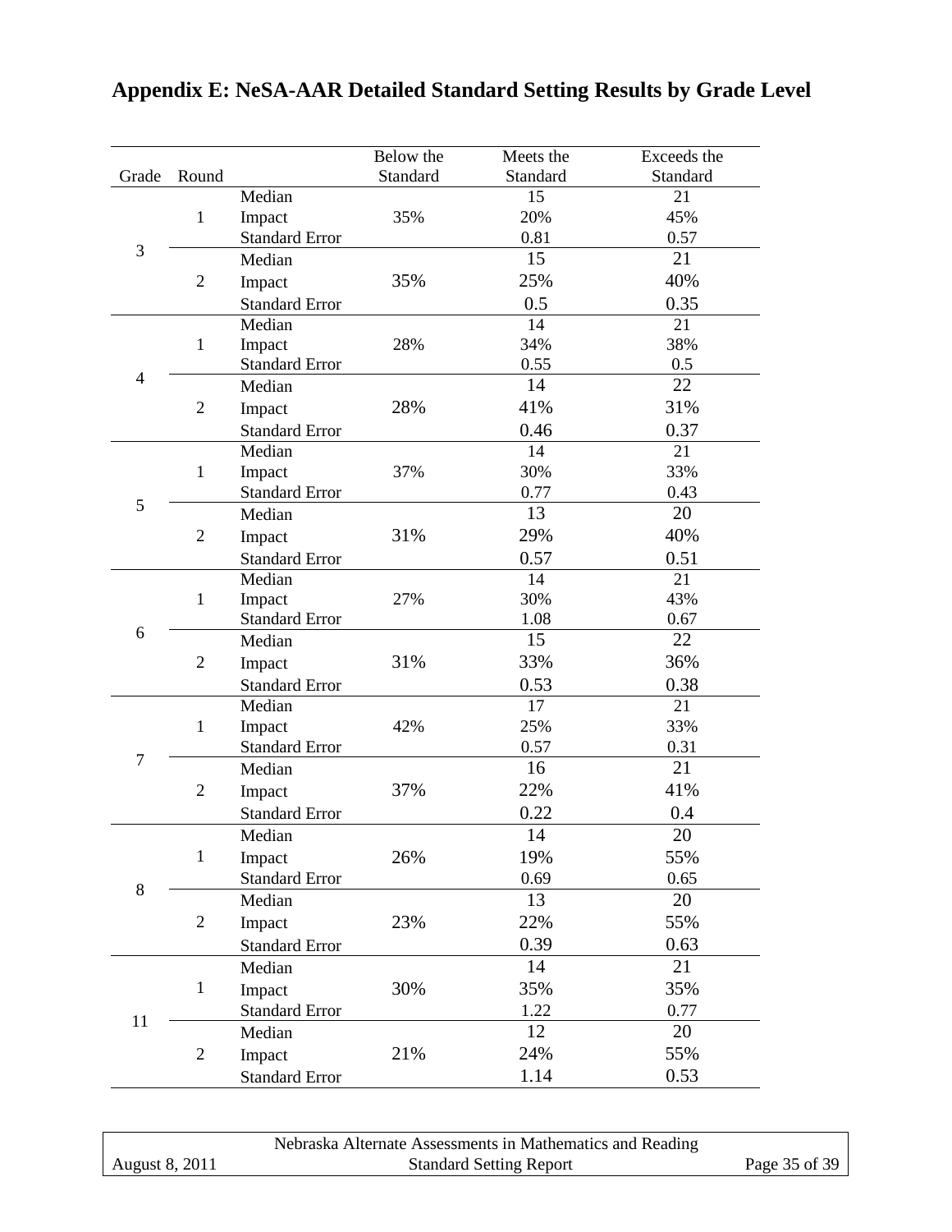# Appendix E: NeSA-AAR Detailed Standard Setting Results by Grade Level

| Grade | Round | | Below the Standard | Meets the Standard | Exceeds the Standard |
|---|---|---|---|---|---|
| 3 | 1 | Median | | 15 | 21 |
| | | Impact | 35% | 20% | 45% |
| | | Standard Error | | 0.81 | 0.57 |
| | 2 | Median | | 15 | 21 |
| | | Impact | 35% | 25% | 40% |
| | | Standard Error | | 0.5 | 0.35 |
| 4 | 1 | Median | | 14 | 21 |
| | | Impact | 28% | 34% | 38% |
| | | Standard Error | | 0.55 | 0.5 |
| | 2 | Median | | 14 | 22 |
| | | Impact | 28% | 41% | 31% |
| | | Standard Error | | 0.46 | 0.37 |
| 5 | 1 | Median | | 14 | 21 |
| | | Impact | 37% | 30% | 33% |
| | | Standard Error | | 0.77 | 0.43 |
| | 2 | Median | | 13 | 20 |
| | | Impact | 31% | 29% | 40% |
| | | Standard Error | | 0.57 | 0.51 |
| 6 | 1 | Median | | 14 | 21 |
| | | Impact | 27% | 30% | 43% |
| | | Standard Error | | 1.08 | 0.67 |
| | 2 | Median | | 15 | 22 |
| | | Impact | 31% | 33% | 36% |
| | | Standard Error | | 0.53 | 0.38 |
| 7 | 1 | Median | | 17 | 21 |
| | | Impact | 42% | 25% | 33% |
| | | Standard Error | | 0.57 | 0.31 |
| | 2 | Median | | 16 | 21 |
| | | Impact | 37% | 22% | 41% |
| | | Standard Error | | 0.22 | 0.4 |
| 8 | 1 | Median | | 14 | 20 |
| | | Impact | 26% | 19% | 55% |
| | | Standard Error | | 0.69 | 0.65 |
| | 2 | Median | | 13 | 20 |
| | | Impact | 23% | 22% | 55% |
| | | Standard Error | | 0.39 | 0.63 |
| 11 | 1 | Median | | 14 | 21 |
| | | Impact | 30% | 35% | 35% |
| | | Standard Error | | 1.22 | 0.77 |
| | 2 | Median | | 12 | 20 |
| | | Impact | 21% | 24% | 55% |
| | | Standard Error | | 1.14 | 0.53 |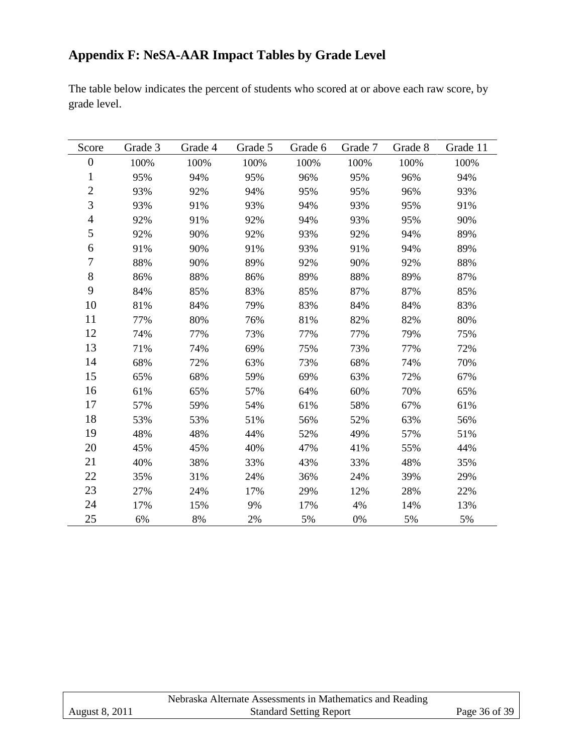## Appendix F: NeSA-AAR Impact Tables by Grade Level

The table below indicates the percent of students who scored at or above each raw score, by grade level.

| Score | Grade 3 | Grade 4 | Grade 5 | Grade 6 | Grade 7 | Grade 8 | Grade 11 |
|---|---|---|---|---|---|---|---|
| 0 | 100% | 100% | 100% | 100% | 100% | 100% | 100% |
| 1 | 95% | 94% | 95% | 96% | 95% | 96% | 94% |
| 2 | 93% | 92% | 94% | 95% | 95% | 96% | 93% |
| 3 | 93% | 91% | 93% | 94% | 93% | 95% | 91% |
| 4 | 92% | 91% | 92% | 94% | 93% | 95% | 90% |
| 5 | 92% | 90% | 92% | 93% | 92% | 94% | 89% |
| 6 | 91% | 90% | 91% | 93% | 91% | 94% | 89% |
| 7 | 88% | 90% | 89% | 92% | 90% | 92% | 88% |
| 8 | 86% | 88% | 86% | 89% | 88% | 89% | 87% |
| 9 | 84% | 85% | 83% | 85% | 87% | 87% | 85% |
| 10 | 81% | 84% | 79% | 83% | 84% | 84% | 83% |
| 11 | 77% | 80% | 76% | 81% | 82% | 82% | 80% |
| 12 | 74% | 77% | 73% | 77% | 77% | 79% | 75% |
| 13 | 71% | 74% | 69% | 75% | 73% | 77% | 72% |
| 14 | 68% | 72% | 63% | 73% | 68% | 74% | 70% |
| 15 | 65% | 68% | 59% | 69% | 63% | 72% | 67% |
| 16 | 61% | 65% | 57% | 64% | 60% | 70% | 65% |
| 17 | 57% | 59% | 54% | 61% | 58% | 67% | 61% |
| 18 | 53% | 53% | 51% | 56% | 52% | 63% | 56% |
| 19 | 48% | 48% | 44% | 52% | 49% | 57% | 51% |
| 20 | 45% | 45% | 40% | 47% | 41% | 55% | 44% |
| 21 | 40% | 38% | 33% | 43% | 33% | 48% | 35% |
| 22 | 35% | 31% | 24% | 36% | 24% | 39% | 29% |
| 23 | 27% | 24% | 17% | 29% | 12% | 28% | 22% |
| 24 | 17% | 15% | 9% | 17% | 4% | 14% | 13% |
| 25 | 6% | 8% | 2% | 5% | 0% | 5% | 5% |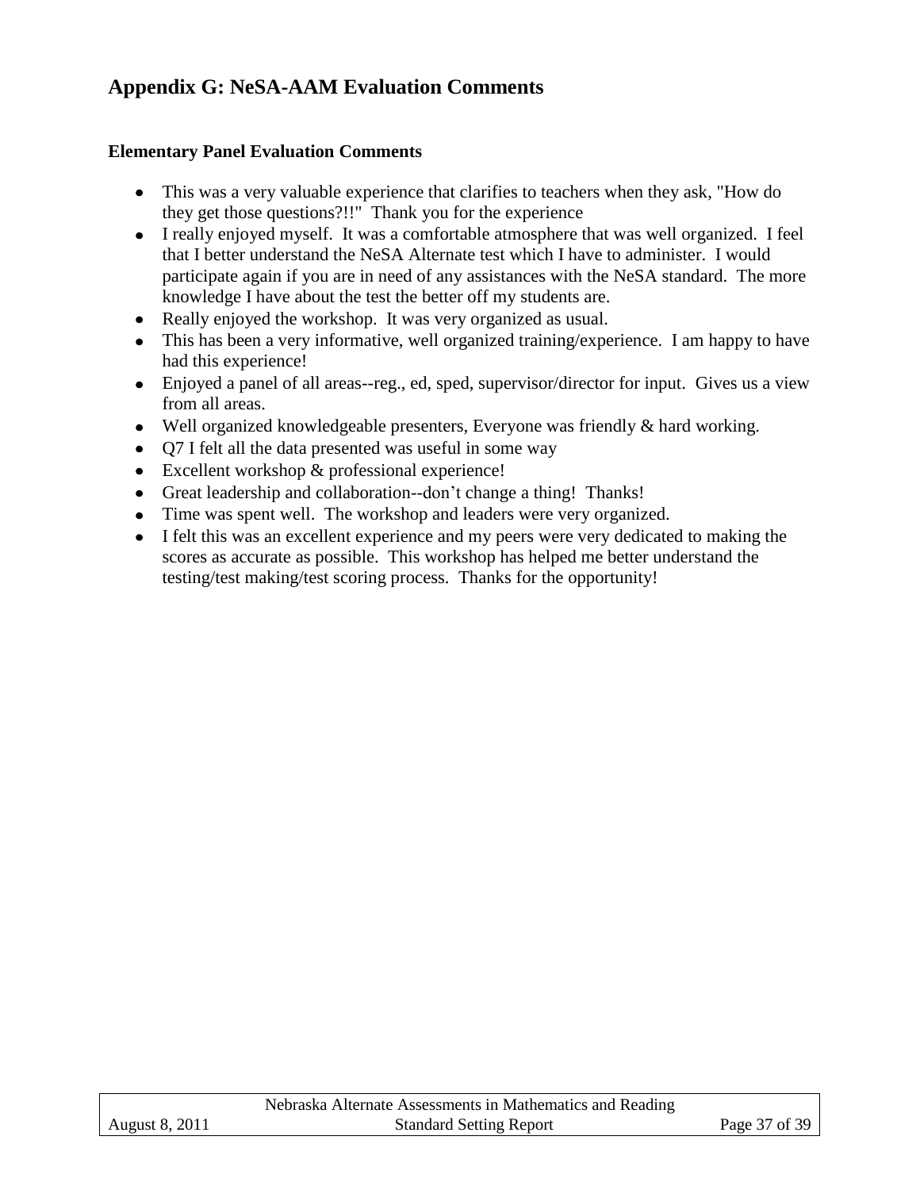## Appendix G: NeSA-AAM Evaluation Comments

### Elementary Panel Evaluation Comments

- This was a very valuable experience that clarifies to teachers when they ask, "How do they get those questions?!!" Thank you for the experience
- I really enjoyed myself. It was a comfortable atmosphere that was well organized. I feel that I better understand the NeSA Alternate test which I have to administer. I would participate again if you are in need of any assistances with the NeSA standard. The more knowledge I have about the test the better off my students are.
- Really enjoyed the workshop. It was very organized as usual.
- This has been a very informative, well organized training/experience. I am happy to have had this experience!
- Enjoyed a panel of all areas--reg., ed, sped, supervisor/director for input. Gives us a view from all areas.
- Well organized knowledgeable presenters, Everyone was friendly & hard working.
- Q7 I felt all the data presented was useful in some way
- Excellent workshop & professional experience!
- Great leadership and collaboration--don’t change a thing! Thanks!
- Time was spent well. The workshop and leaders were very organized.
- I felt this was an excellent experience and my peers were very dedicated to making the scores as accurate as possible. This workshop has helped me better understand the testing/test making/test scoring process. Thanks for the opportunity!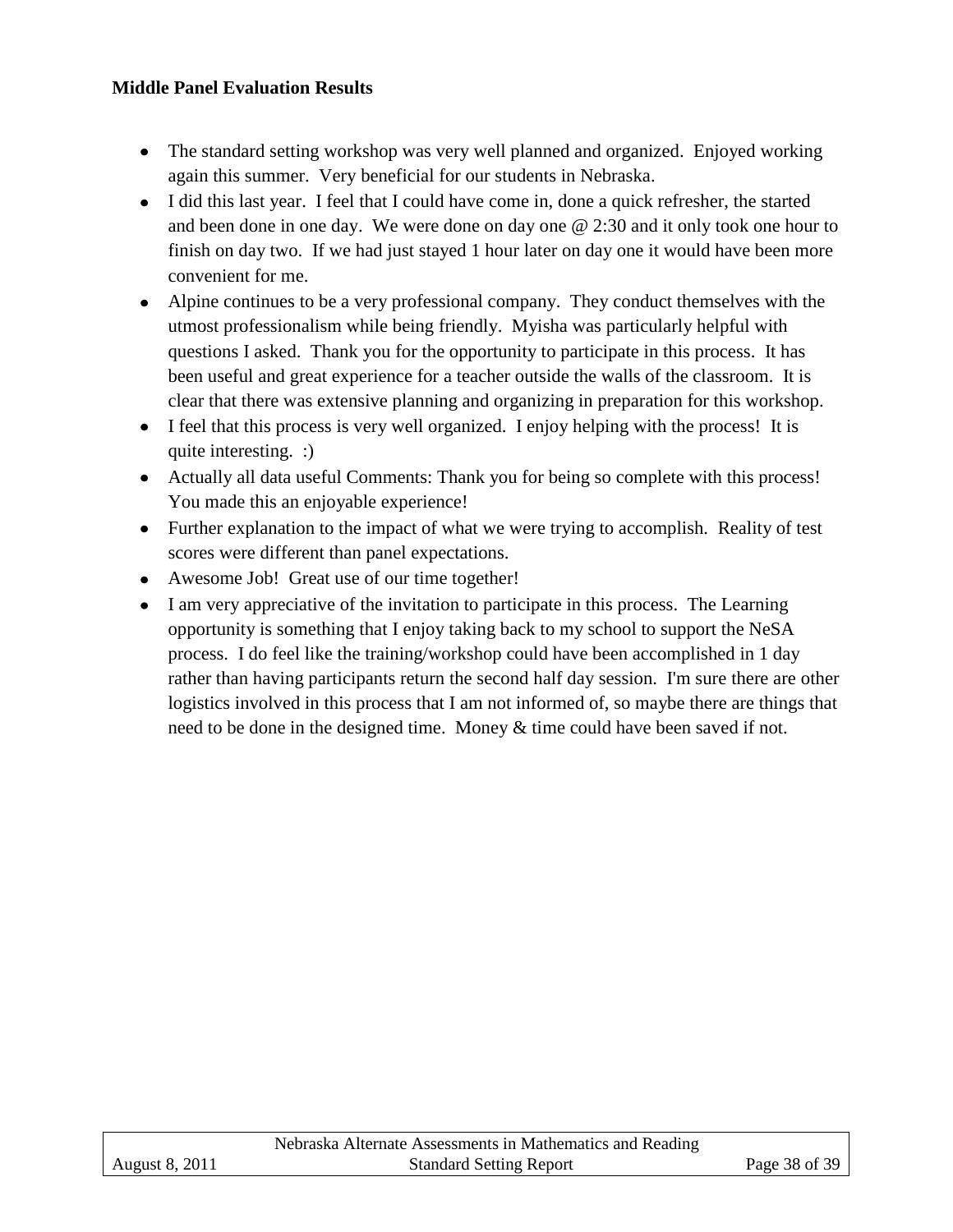**Middle Panel Evaluation Results**

- The standard setting workshop was very well planned and organized. Enjoyed working again this summer. Very beneficial for our students in Nebraska.
- I did this last year. I feel that I could have come in, done a quick refresher, the started and been done in one day. We were done on day one @ 2:30 and it only took one hour to finish on day two. If we had just stayed 1 hour later on day one it would have been more convenient for me.
- Alpine continues to be a very professional company. They conduct themselves with the utmost professionalism while being friendly. Myisha was particularly helpful with questions I asked. Thank you for the opportunity to participate in this process. It has been useful and great experience for a teacher outside the walls of the classroom. It is clear that there was extensive planning and organizing in preparation for this workshop.
- I feel that this process is very well organized. I enjoy helping with the process! It is quite interesting. :)
- Actually all data useful Comments: Thank you for being so complete with this process! You made this an enjoyable experience!
- Further explanation to the impact of what we were trying to accomplish. Reality of test scores were different than panel expectations.
- Awesome Job! Great use of our time together!
- I am very appreciative of the invitation to participate in this process. The Learning opportunity is something that I enjoy taking back to my school to support the NeSA process. I do feel like the training/workshop could have been accomplished in 1 day rather than having participants return the second half day session. I'm sure there are other logistics involved in this process that I am not informed of, so maybe there are things that need to be done in the designed time. Money & time could have been saved if not.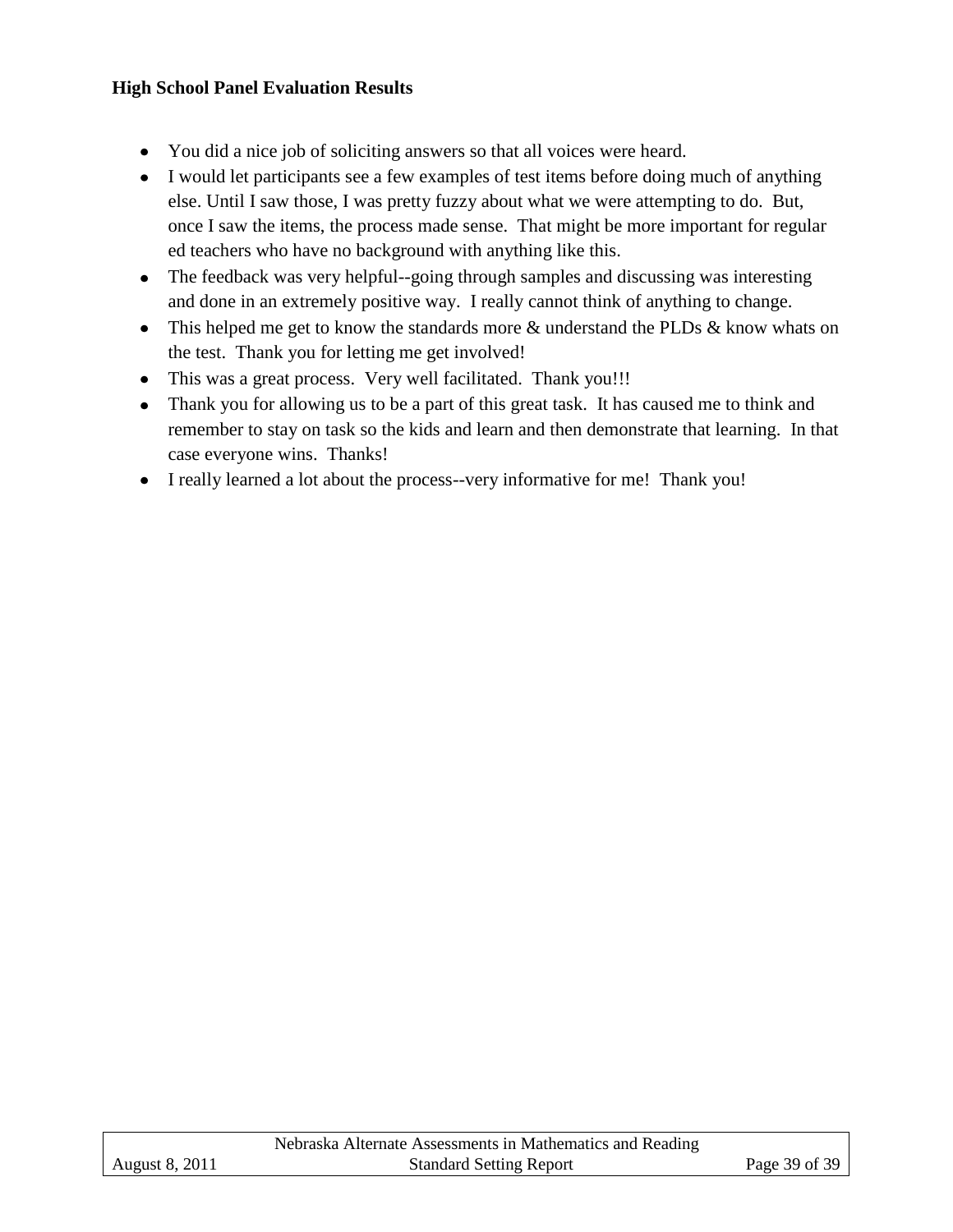**High School Panel Evaluation Results**

- You did a nice job of soliciting answers so that all voices were heard.
- I would let participants see a few examples of test items before doing much of anything else. Until I saw those, I was pretty fuzzy about what we were attempting to do. But, once I saw the items, the process made sense. That might be more important for regular ed teachers who have no background with anything like this.
- The feedback was very helpful--going through samples and discussing was interesting and done in an extremely positive way. I really cannot think of anything to change.
- This helped me get to know the standards more & understand the PLDs & know whats on the test. Thank you for letting me get involved!
- This was a great process. Very well facilitated. Thank you!!!
- Thank you for allowing us to be a part of this great task. It has caused me to think and remember to stay on task so the kids and learn and then demonstrate that learning. In that case everyone wins. Thanks!
- I really learned a lot about the process--very informative for me! Thank you!